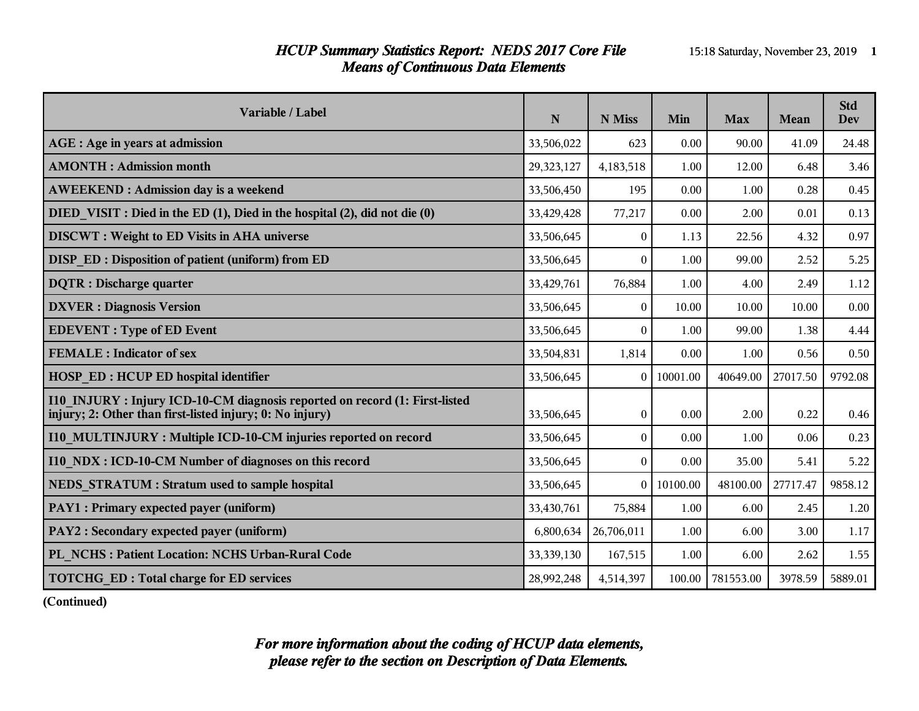# *HCUP Summary Statistics Report: NEDS 2017 Core File*
## *Means of Continuous Data Elements*

| Variable / Label | N | N Miss | Min | Max | Mean | Std Dev |
|---|---|---|---|---|---|---|
| **AGE : Age in years at admission** | 33,506,022 | 623 | 0.00 | 90.00 | 41.09 | 24.48 |
| **AMONTH : Admission month** | 29,323,127 | 4,183,518 | 1.00 | 12.00 | 6.48 | 3.46 |
| **AWEEKEND : Admission day is a weekend** | 33,506,450 | 195 | 0.00 | 1.00 | 0.28 | 0.45 |
| **DIED_VISIT : Died in the ED (1), Died in the hospital (2), did not die (0)** | 33,429,428 | 77,217 | 0.00 | 2.00 | 0.01 | 0.13 |
| **DISCWT : Weight to ED Visits in AHA universe** | 33,506,645 | 0 | 1.13 | 22.56 | 4.32 | 0.97 |
| **DISP_ED : Disposition of patient (uniform) from ED** | 33,506,645 | 0 | 1.00 | 99.00 | 2.52 | 5.25 |
| **DQTR : Discharge quarter** | 33,429,761 | 76,884 | 1.00 | 4.00 | 2.49 | 1.12 |
| **DXVER : Diagnosis Version** | 33,506,645 | 0 | 10.00 | 10.00 | 10.00 | 0.00 |
| **EDEVENT : Type of ED Event** | 33,506,645 | 0 | 1.00 | 99.00 | 1.38 | 4.44 |
| **FEMALE : Indicator of sex** | 33,504,831 | 1,814 | 0.00 | 1.00 | 0.56 | 0.50 |
| **HOSP_ED : HCUP ED hospital identifier** | 33,506,645 | 0 | 10001.00 | 40649.00 | 27017.50 | 9792.08 |
| **I10_INJURY : Injury ICD-10-CM diagnosis reported on record (1: First-listed injury; 2: Other than first-listed injury; 0: No injury)** | 33,506,645 | 0 | 0.00 | 2.00 | 0.22 | 0.46 |
| **I10_MULTINJURY : Multiple ICD-10-CM injuries reported on record** | 33,506,645 | 0 | 0.00 | 1.00 | 0.06 | 0.23 |
| **I10_NDX : ICD-10-CM Number of diagnoses on this record** | 33,506,645 | 0 | 0.00 | 35.00 | 5.41 | 5.22 |
| **NEDS_STRATUM : Stratum used to sample hospital** | 33,506,645 | 0 | 10100.00 | 48100.00 | 27717.47 | 9858.12 |
| **PAY1 : Primary expected payer (uniform)** | 33,430,761 | 75,884 | 1.00 | 6.00 | 2.45 | 1.20 |
| **PAY2 : Secondary expected payer (uniform)** | 6,800,634 | 26,706,011 | 1.00 | 6.00 | 3.00 | 1.17 |
| **PL_NCHS : Patient Location: NCHS Urban-Rural Code** | 33,339,130 | 167,515 | 1.00 | 6.00 | 2.62 | 1.55 |
| **TOTCHG_ED : Total charge for ED services** | 28,992,248 | 4,514,397 | 100.00 | 781553.00 | 3978.59 | 5889.01 |

**(Continued)**

***For more information about the coding of HCUP data elements, please refer to the section on Description of Data Elements.***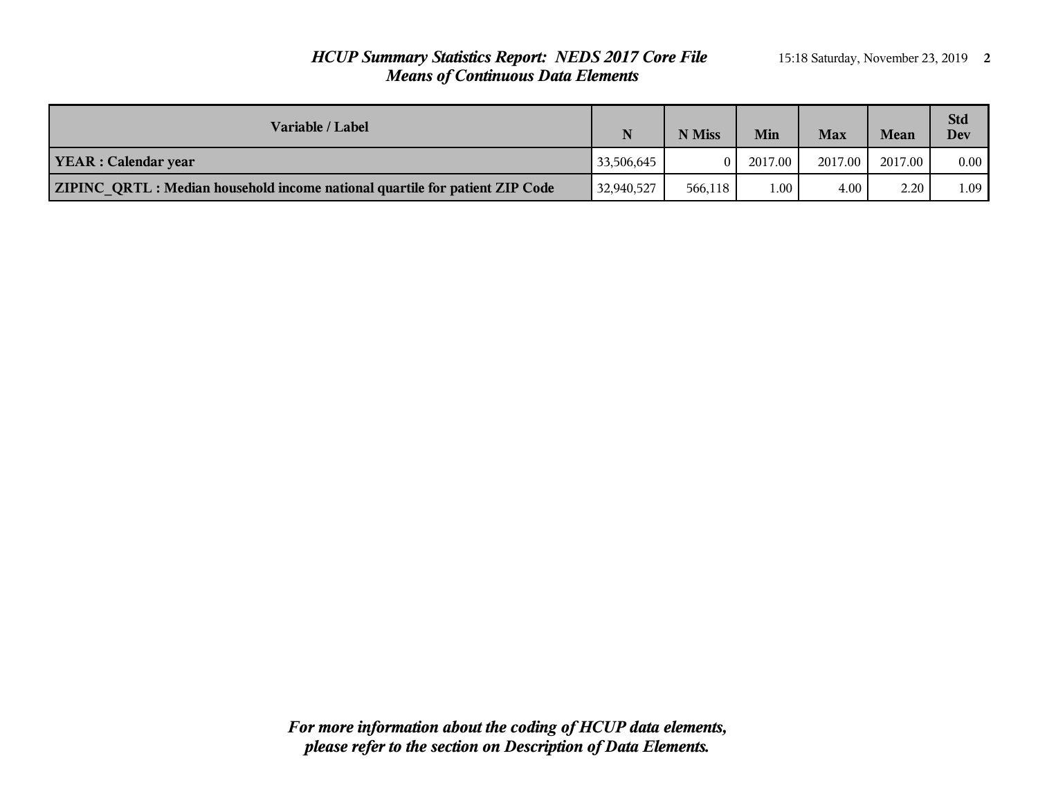# HCUP Summary Statistics Report: NEDS 2017 Core File

## Means of Continuous Data Elements

| Variable / Label | N | N Miss | Min | Max | Mean | Std Dev |
|---|---|---|---|---|---|---|
| **YEAR : Calendar year** | 33,506,645 | 0 | 2017.00 | 2017.00 | 2017.00 | 0.00 |
| **ZIPINC_QRTL : Median household income national quartile for patient ZIP Code** | 32,940,527 | 566,118 | 1.00 | 4.00 | 2.20 | 1.09 |

***For more information about the coding of HCUP data elements, please refer to the section on Description of Data Elements.***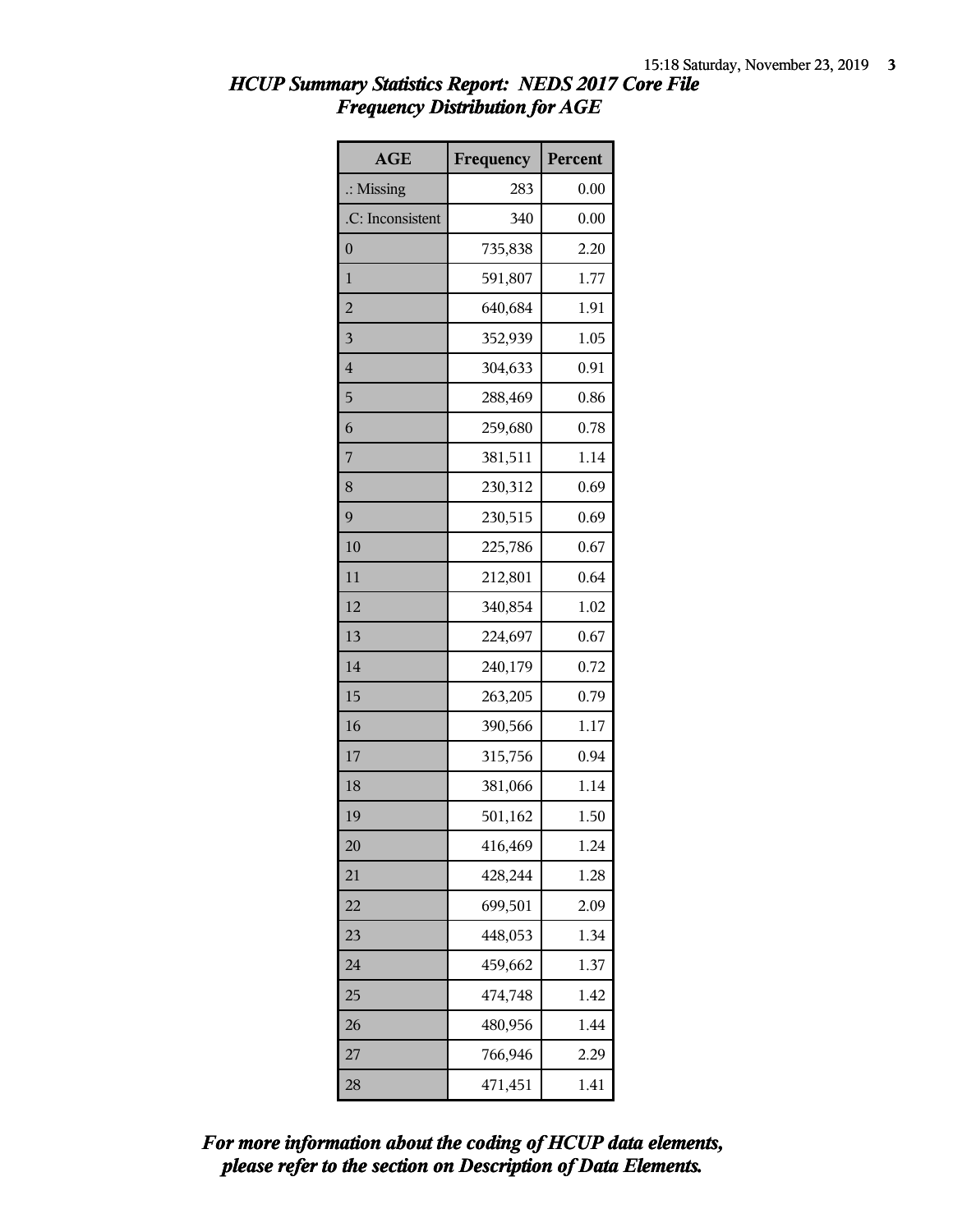# HCUP Summary Statistics Report: NEDS 2017 Core File

## Frequency Distribution for AGE

| AGE | Frequency | Percent |
|---|---|---|
| .: Missing | 283 | 0.00 |
| .C: Inconsistent | 340 | 0.00 |
| 0 | 735,838 | 2.20 |
| 1 | 591,807 | 1.77 |
| 2 | 640,684 | 1.91 |
| 3 | 352,939 | 1.05 |
| 4 | 304,633 | 0.91 |
| 5 | 288,469 | 0.86 |
| 6 | 259,680 | 0.78 |
| 7 | 381,511 | 1.14 |
| 8 | 230,312 | 0.69 |
| 9 | 230,515 | 0.69 |
| 10 | 225,786 | 0.67 |
| 11 | 212,801 | 0.64 |
| 12 | 340,854 | 1.02 |
| 13 | 224,697 | 0.67 |
| 14 | 240,179 | 0.72 |
| 15 | 263,205 | 0.79 |
| 16 | 390,566 | 1.17 |
| 17 | 315,756 | 0.94 |
| 18 | 381,066 | 1.14 |
| 19 | 501,162 | 1.50 |
| 20 | 416,469 | 1.24 |
| 21 | 428,244 | 1.28 |
| 22 | 699,501 | 2.09 |
| 23 | 448,053 | 1.34 |
| 24 | 459,662 | 1.37 |
| 25 | 474,748 | 1.42 |
| 26 | 480,956 | 1.44 |
| 27 | 766,946 | 2.29 |
| 28 | 471,451 | 1.41 |

***For more information about the coding of HCUP data elements, please refer to the section on Description of Data Elements.***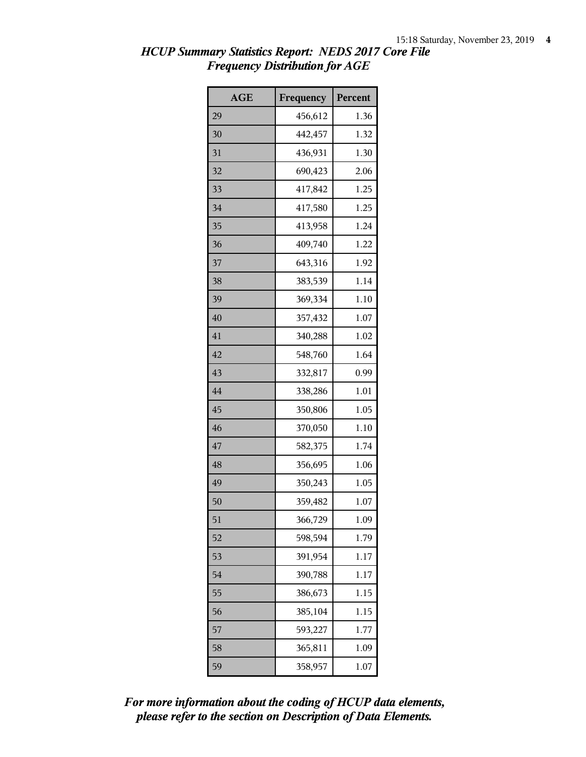# *HCUP Summary Statistics Report: NEDS 2017 Core File*
## *Frequency Distribution for AGE*

| AGE | Frequency | Percent |
|---|---|---|
| 29 | 456,612 | 1.36 |
| 30 | 442,457 | 1.32 |
| 31 | 436,931 | 1.30 |
| 32 | 690,423 | 2.06 |
| 33 | 417,842 | 1.25 |
| 34 | 417,580 | 1.25 |
| 35 | 413,958 | 1.24 |
| 36 | 409,740 | 1.22 |
| 37 | 643,316 | 1.92 |
| 38 | 383,539 | 1.14 |
| 39 | 369,334 | 1.10 |
| 40 | 357,432 | 1.07 |
| 41 | 340,288 | 1.02 |
| 42 | 548,760 | 1.64 |
| 43 | 332,817 | 0.99 |
| 44 | 338,286 | 1.01 |
| 45 | 350,806 | 1.05 |
| 46 | 370,050 | 1.10 |
| 47 | 582,375 | 1.74 |
| 48 | 356,695 | 1.06 |
| 49 | 350,243 | 1.05 |
| 50 | 359,482 | 1.07 |
| 51 | 366,729 | 1.09 |
| 52 | 598,594 | 1.79 |
| 53 | 391,954 | 1.17 |
| 54 | 390,788 | 1.17 |
| 55 | 386,673 | 1.15 |
| 56 | 385,104 | 1.15 |
| 57 | 593,227 | 1.77 |
| 58 | 365,811 | 1.09 |
| 59 | 358,957 | 1.07 |

***For more information about the coding of HCUP data elements, please refer to the section on Description of Data Elements.***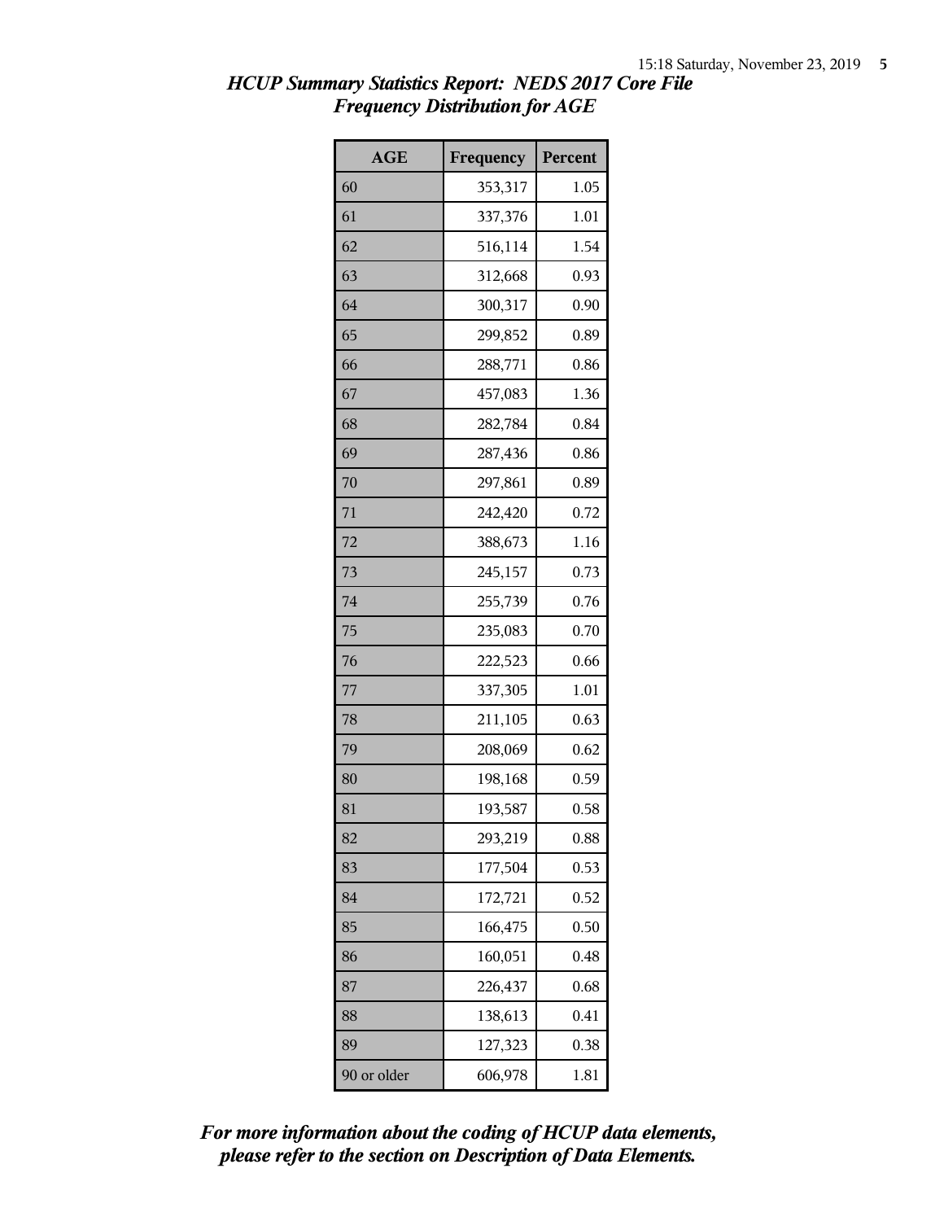*HCUP Summary Statistics Report: NEDS 2017 Core File*
*Frequency Distribution for AGE*

| AGE | Frequency | Percent |
|---|---|---|
| 60 | 353,317 | 1.05 |
| 61 | 337,376 | 1.01 |
| 62 | 516,114 | 1.54 |
| 63 | 312,668 | 0.93 |
| 64 | 300,317 | 0.90 |
| 65 | 299,852 | 0.89 |
| 66 | 288,771 | 0.86 |
| 67 | 457,083 | 1.36 |
| 68 | 282,784 | 0.84 |
| 69 | 287,436 | 0.86 |
| 70 | 297,861 | 0.89 |
| 71 | 242,420 | 0.72 |
| 72 | 388,673 | 1.16 |
| 73 | 245,157 | 0.73 |
| 74 | 255,739 | 0.76 |
| 75 | 235,083 | 0.70 |
| 76 | 222,523 | 0.66 |
| 77 | 337,305 | 1.01 |
| 78 | 211,105 | 0.63 |
| 79 | 208,069 | 0.62 |
| 80 | 198,168 | 0.59 |
| 81 | 193,587 | 0.58 |
| 82 | 293,219 | 0.88 |
| 83 | 177,504 | 0.53 |
| 84 | 172,721 | 0.52 |
| 85 | 166,475 | 0.50 |
| 86 | 160,051 | 0.48 |
| 87 | 226,437 | 0.68 |
| 88 | 138,613 | 0.41 |
| 89 | 127,323 | 0.38 |
| 90 or older | 606,978 | 1.81 |

***For more information about the coding of HCUP data elements, please refer to the section on Description of Data Elements.***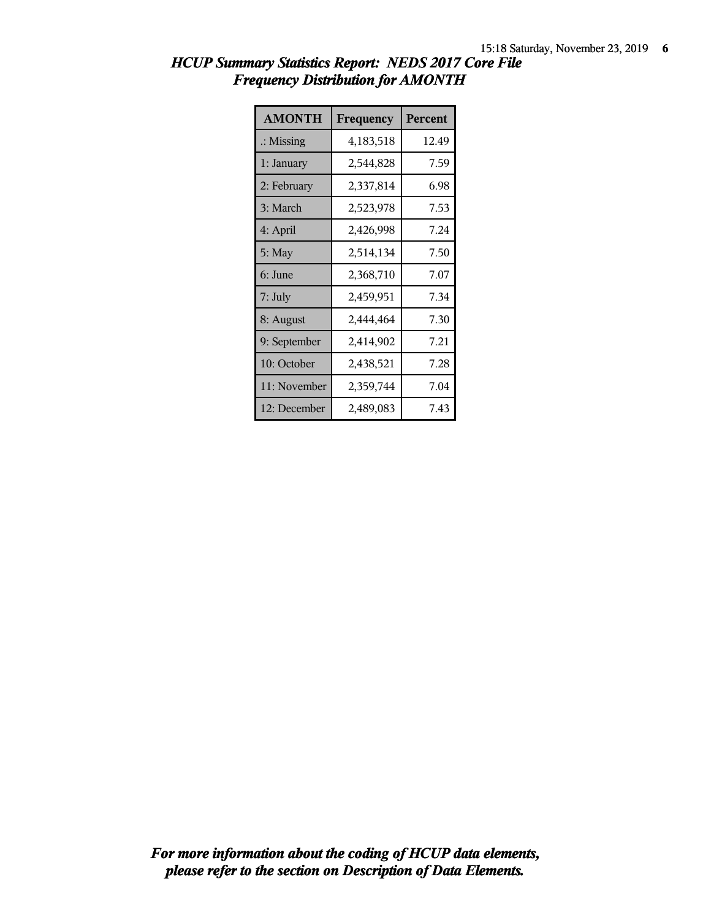# HCUP Summary Statistics Report: NEDS 2017 Core File

## Frequency Distribution for AMONTH

| AMONTH | Frequency | Percent |
|---|---|---|
| .: Missing | 4,183,518 | 12.49 |
| 1: January | 2,544,828 | 7.59 |
| 2: February | 2,337,814 | 6.98 |
| 3: March | 2,523,978 | 7.53 |
| 4: April | 2,426,998 | 7.24 |
| 5: May | 2,514,134 | 7.50 |
| 6: June | 2,368,710 | 7.07 |
| 7: July | 2,459,951 | 7.34 |
| 8: August | 2,444,464 | 7.30 |
| 9: September | 2,414,902 | 7.21 |
| 10: October | 2,438,521 | 7.28 |
| 11: November | 2,359,744 | 7.04 |
| 12: December | 2,489,083 | 7.43 |

***For more information about the coding of HCUP data elements, please refer to the section on Description of Data Elements.***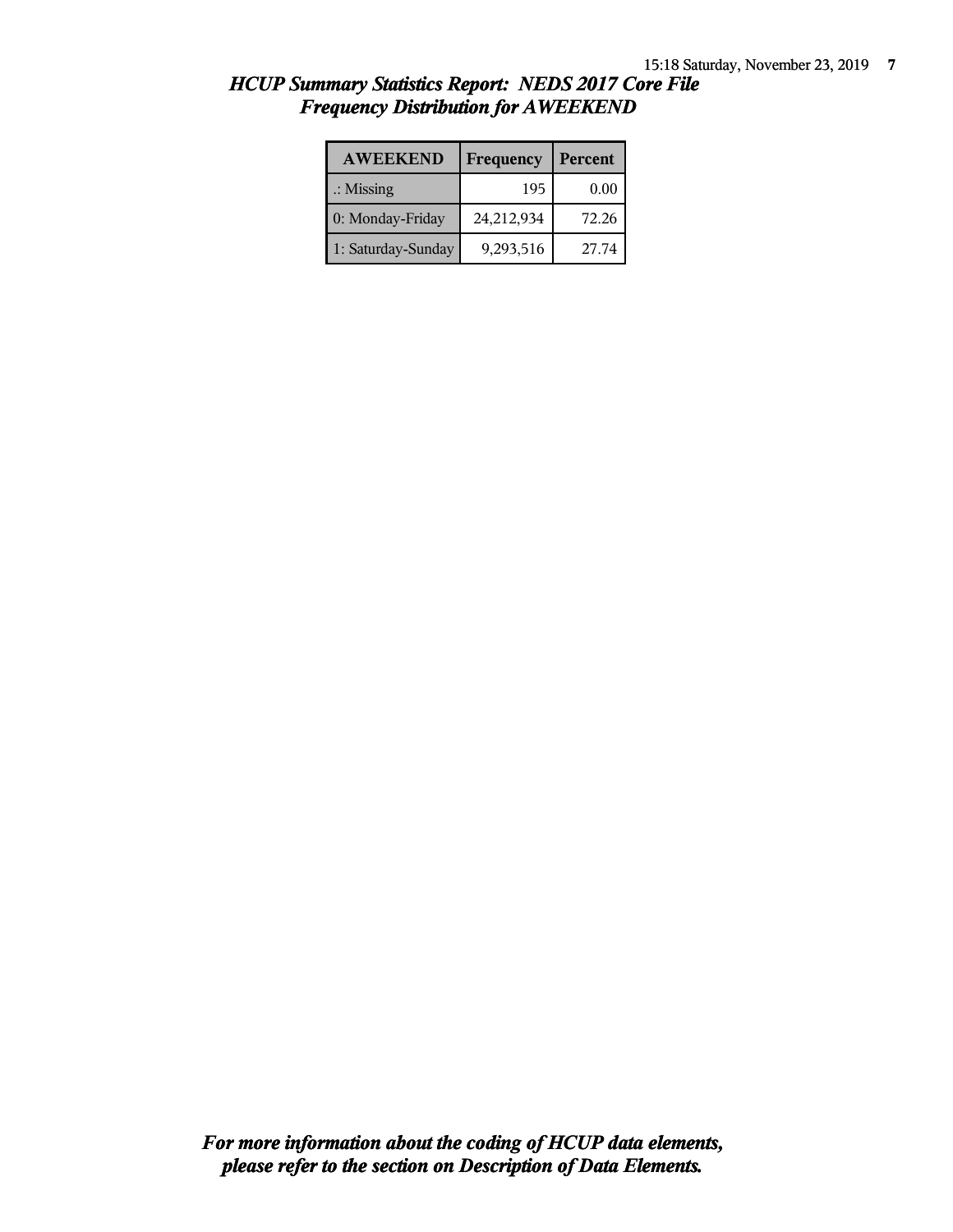## *HCUP Summary Statistics Report: NEDS 2017 Core File*
## *Frequency Distribution for AWEEKEND*

| AWEEKEND | Frequency | Percent |
|---|---|---|
| .: Missing | 195 | 0.00 |
| 0: Monday-Friday | 24,212,934 | 72.26 |
| 1: Saturday-Sunday | 9,293,516 | 27.74 |

***For more information about the coding of HCUP data elements, please refer to the section on Description of Data Elements.***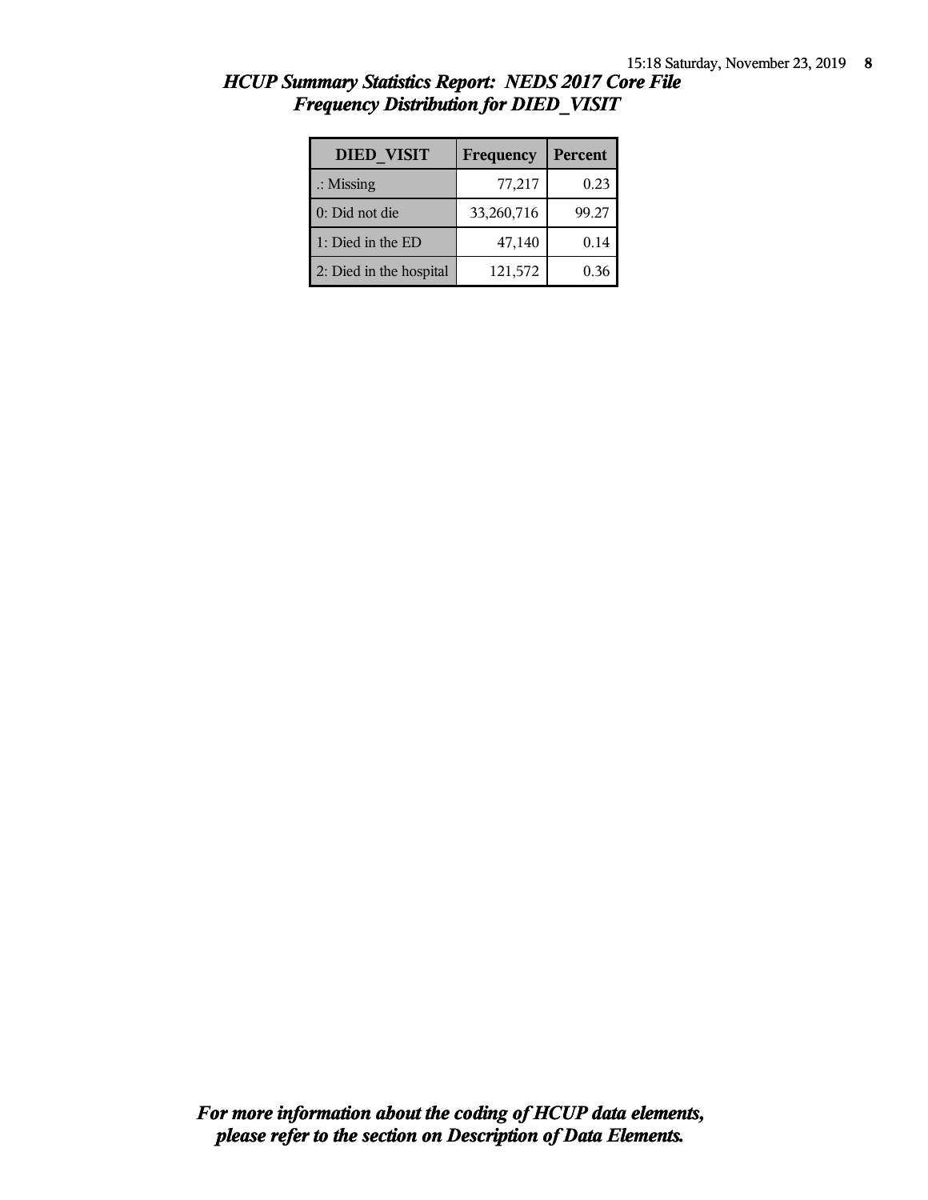## *HCUP Summary Statistics Report: NEDS 2017 Core File*
## *Frequency Distribution for DIED_VISIT*

| DIED_VISIT | Frequency | Percent |
| --- | --- | --- |
| .: Missing | 77,217 | 0.23 |
| 0: Did not die | 33,260,716 | 99.27 |
| 1: Died in the ED | 47,140 | 0.14 |
| 2: Died in the hospital | 121,572 | 0.36 |

***For more information about the coding of HCUP data elements, please refer to the section on Description of Data Elements.***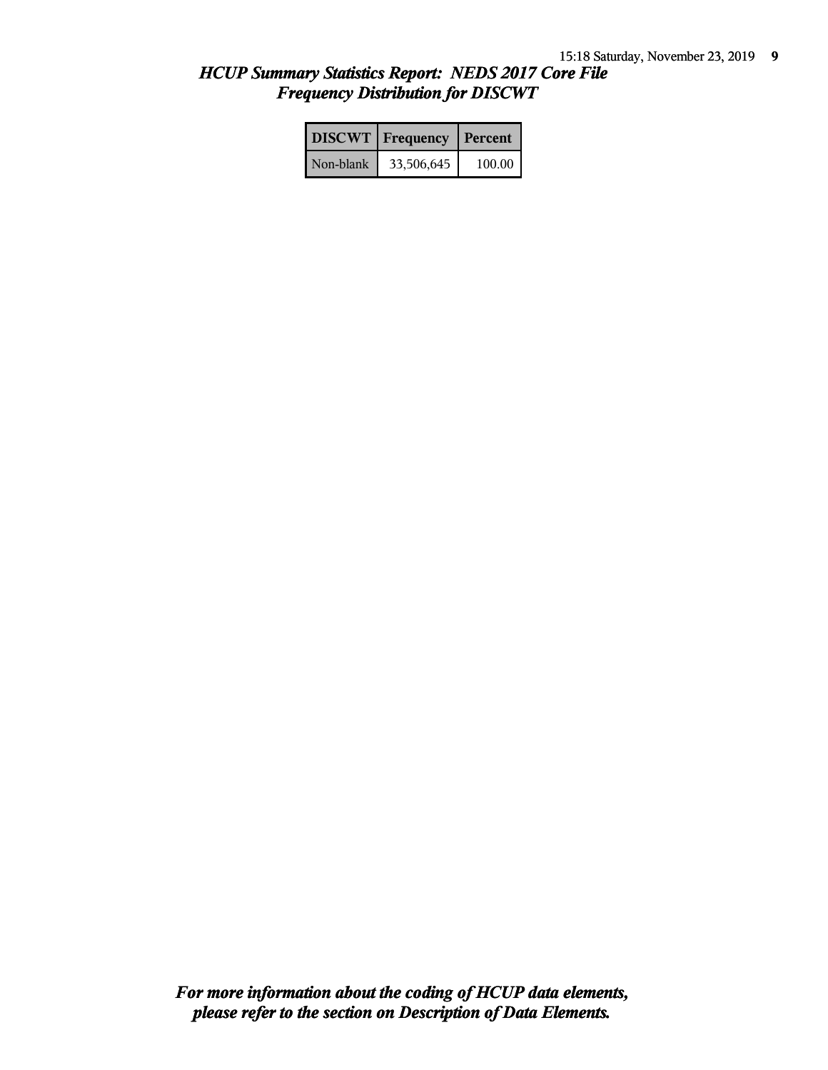# HCUP Summary Statistics Report: NEDS 2017 Core File
## Frequency Distribution for DISCWT

| DISCWT | Frequency | Percent |
|---|---|---|
| Non-blank | 33,506,645 | 100.00 |

***For more information about the coding of HCUP data elements, please refer to the section on Description of Data Elements.***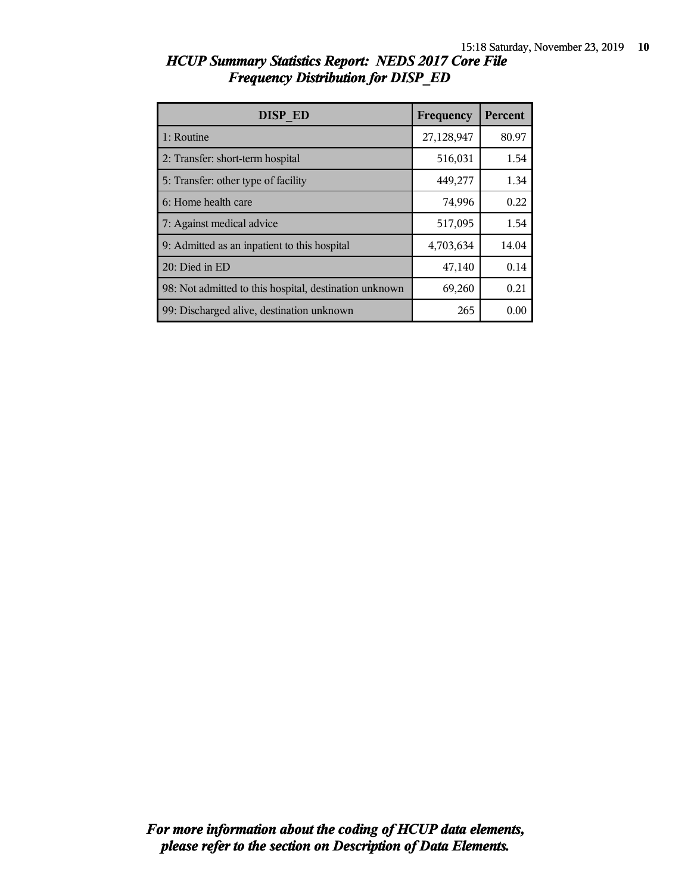# *HCUP Summary Statistics Report: NEDS 2017 Core File*
## *Frequency Distribution for DISP_ED*

| DISP_ED | Frequency | Percent |
| --- | --- | --- |
| 1: Routine | 27,128,947 | 80.97 |
| 2: Transfer: short-term hospital | 516,031 | 1.54 |
| 5: Transfer: other type of facility | 449,277 | 1.34 |
| 6: Home health care | 74,996 | 0.22 |
| 7: Against medical advice | 517,095 | 1.54 |
| 9: Admitted as an inpatient to this hospital | 4,703,634 | 14.04 |
| 20: Died in ED | 47,140 | 0.14 |
| 98: Not admitted to this hospital, destination unknown | 69,260 | 0.21 |
| 99: Discharged alive, destination unknown | 265 | 0.00 |

***For more information about the coding of HCUP data elements, please refer to the section on Description of Data Elements.***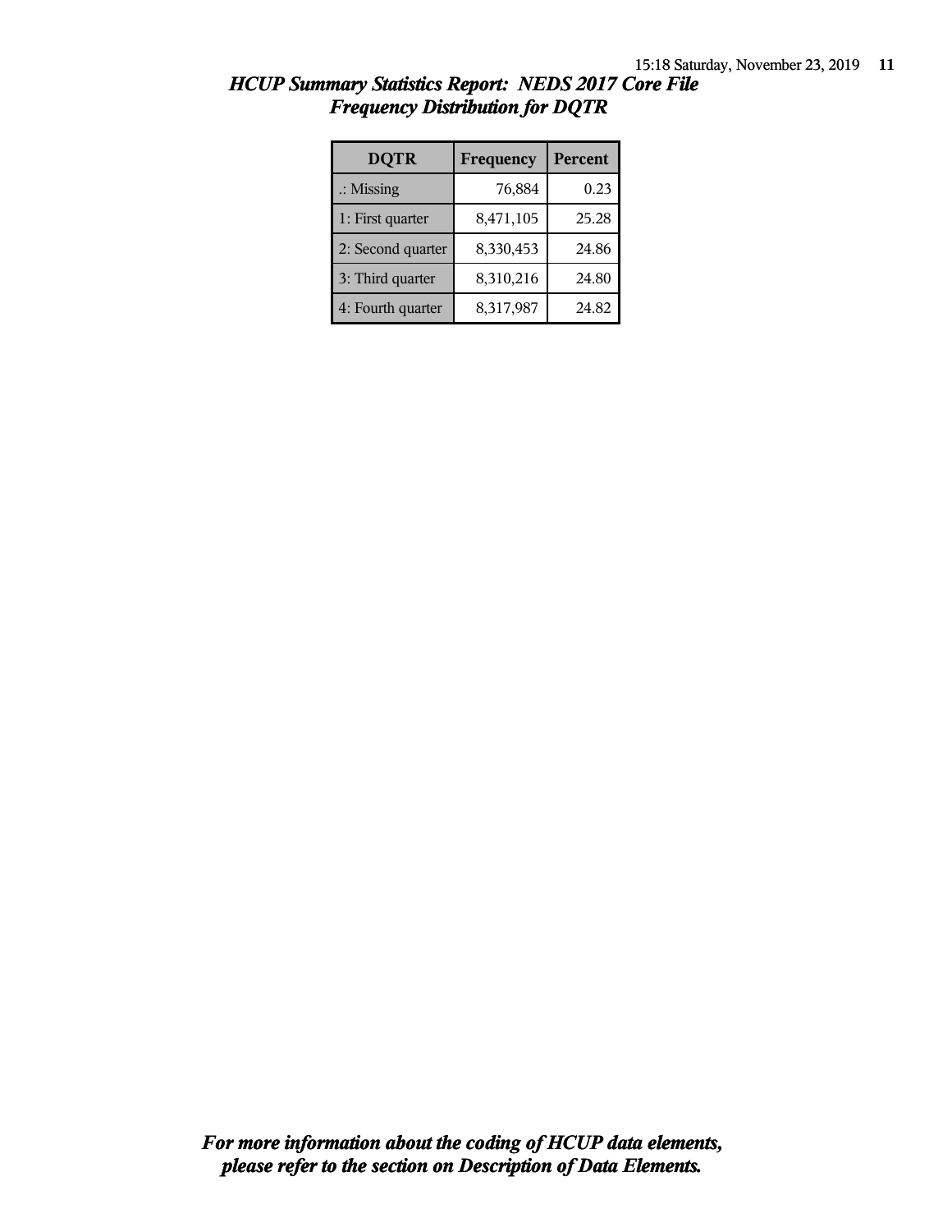# HCUP Summary Statistics Report: NEDS 2017 Core File
## Frequency Distribution for DQTR

| DQTR | Frequency | Percent |
|---|---|---|
| .: Missing | 76,884 | 0.23 |
| 1: First quarter | 8,471,105 | 25.28 |
| 2: Second quarter | 8,330,453 | 24.86 |
| 3: Third quarter | 8,310,216 | 24.80 |
| 4: Fourth quarter | 8,317,987 | 24.82 |

***For more information about the coding of HCUP data elements, please refer to the section on Description of Data Elements.***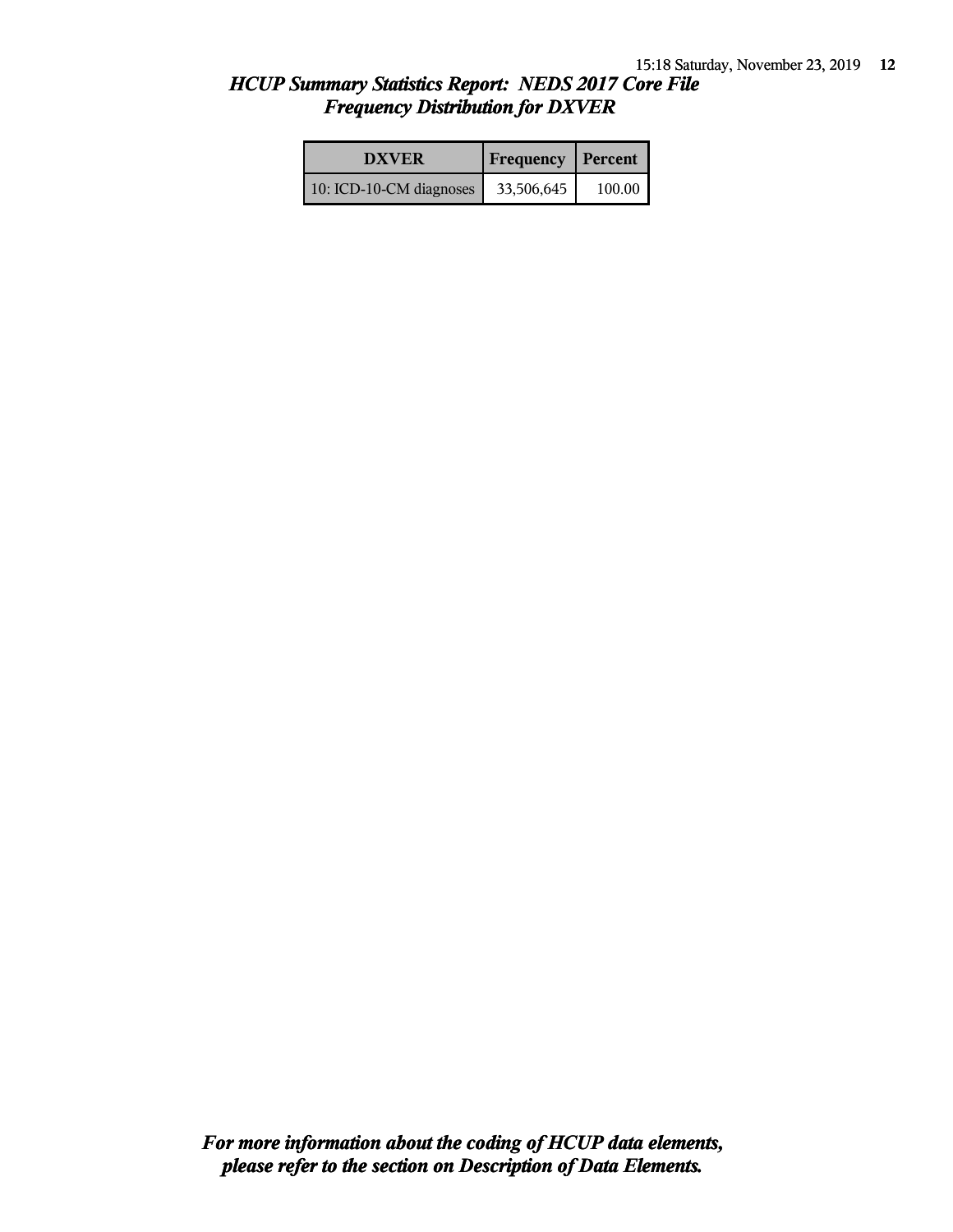*HCUP Summary Statistics Report: NEDS 2017 Core File*
*Frequency Distribution for DXVER*

| DXVER | Frequency | Percent |
|---|---|---|
| 10: ICD-10-CM diagnoses | 33,506,645 | 100.00 |

***For more information about the coding of HCUP data elements, please refer to the section on Description of Data Elements.***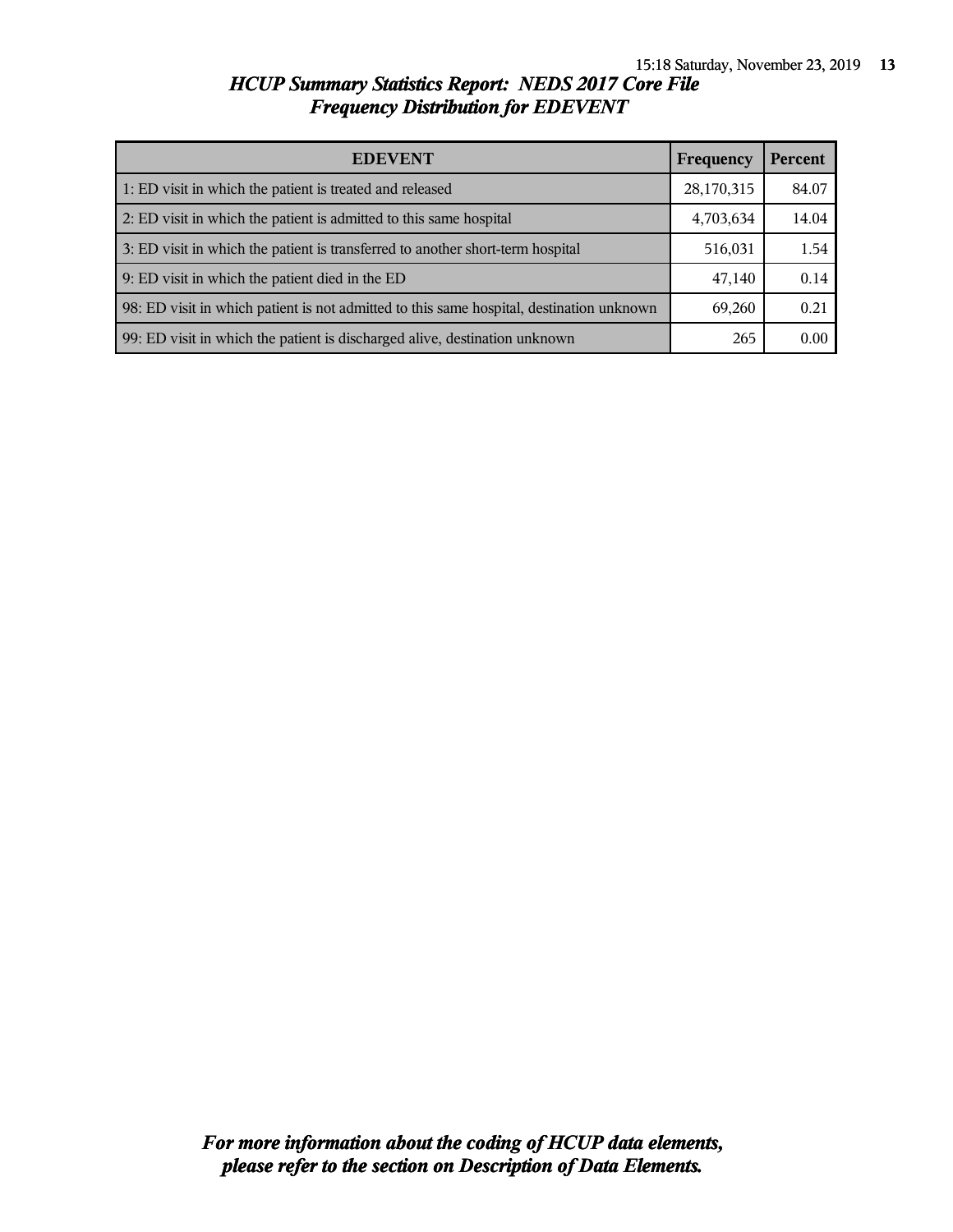# *HCUP Summary Statistics Report: NEDS 2017 Core File*
## *Frequency Distribution for EDEVENT*

| EDEVENT | Frequency | Percent |
|---|---|---|
| 1: ED visit in which the patient is treated and released | 28,170,315 | 84.07 |
| 2: ED visit in which the patient is admitted to this same hospital | 4,703,634 | 14.04 |
| 3: ED visit in which the patient is transferred to another short-term hospital | 516,031 | 1.54 |
| 9: ED visit in which the patient died in the ED | 47,140 | 0.14 |
| 98: ED visit in which patient is not admitted to this same hospital, destination unknown | 69,260 | 0.21 |
| 99: ED visit in which the patient is discharged alive, destination unknown | 265 | 0.00 |

***For more information about the coding of HCUP data elements, please refer to the section on Description of Data Elements.***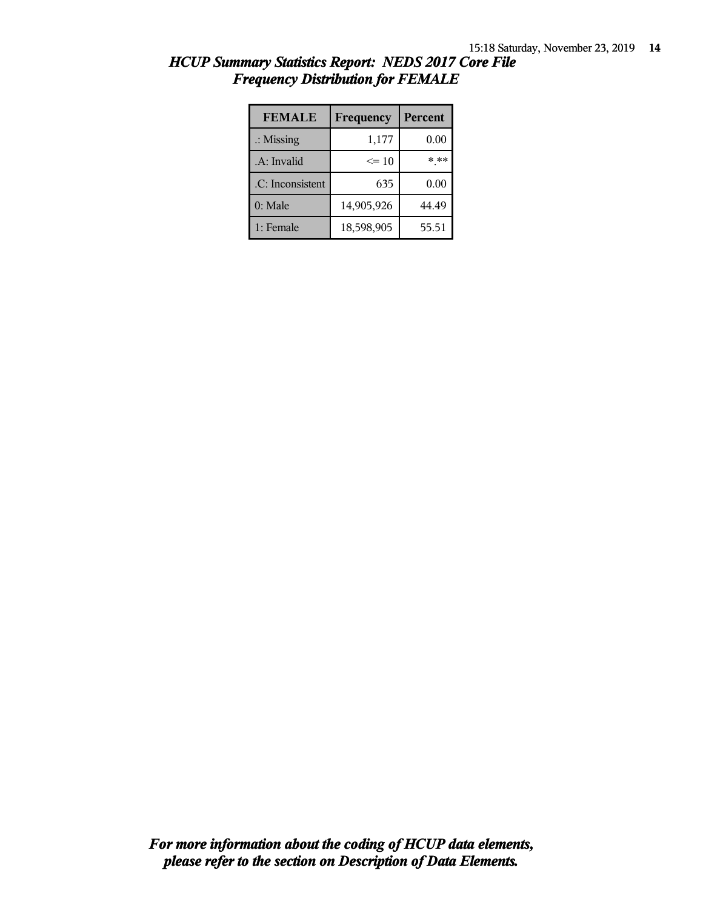## *HCUP Summary Statistics Report: NEDS 2017 Core File*
## *Frequency Distribution for FEMALE*

| FEMALE | Frequency | Percent |
|---|---|---|
| .: Missing | 1,177 | 0.00 |
| .A: Invalid | <= 10 | *.** |
| .C: Inconsistent | 635 | 0.00 |
| 0: Male | 14,905,926 | 44.49 |
| 1: Female | 18,598,905 | 55.51 |

***For more information about the coding of HCUP data elements, please refer to the section on Description of Data Elements.***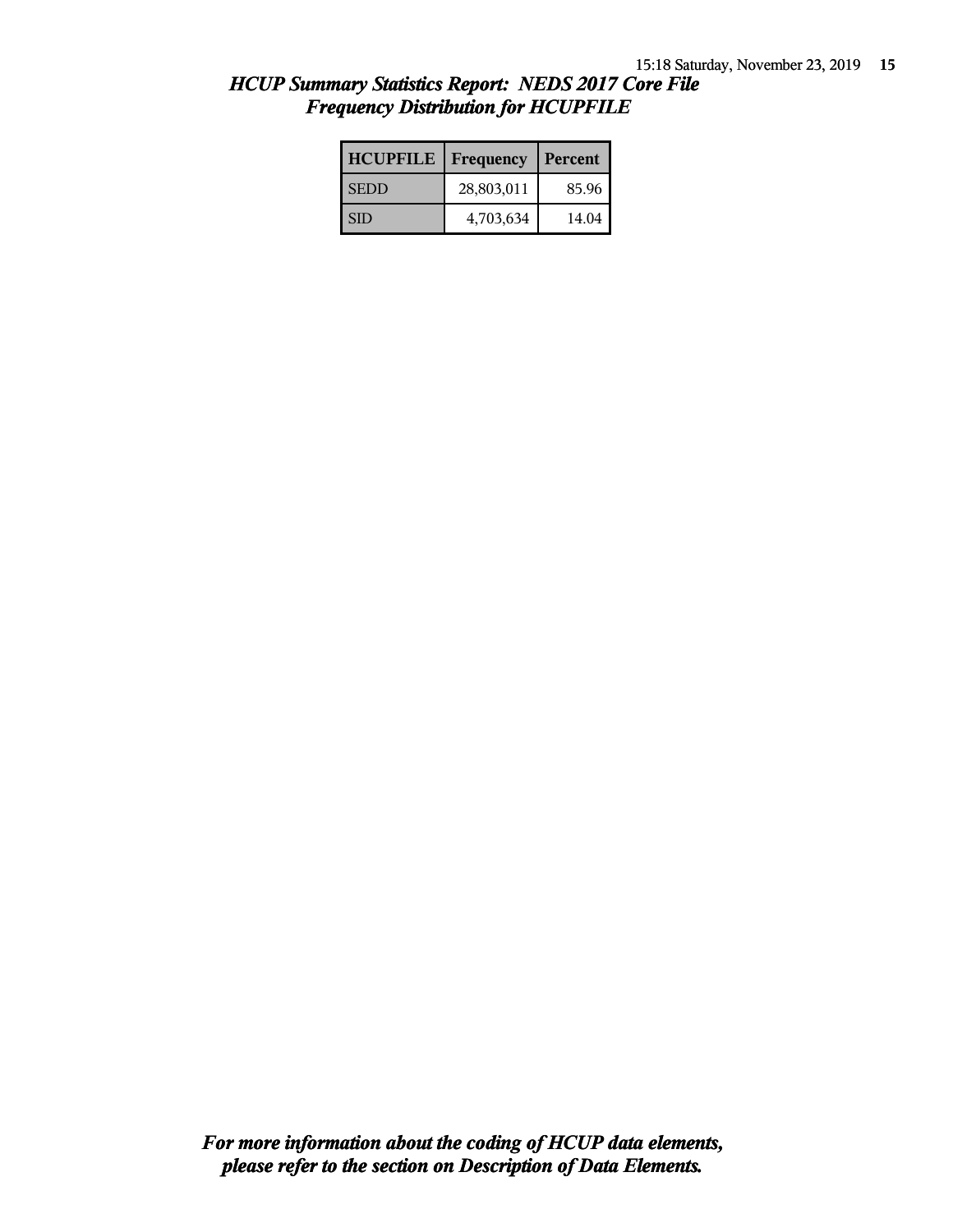# *HCUP Summary Statistics Report: NEDS 2017 Core File*
## *Frequency Distribution for HCUPFILE*

| HCUPFILE | Frequency | Percent |
|---|---|---|
| SEDD | 28,803,011 | 85.96 |
| SID | 4,703,634 | 14.04 |

***For more information about the coding of HCUP data elements, please refer to the section on Description of Data Elements.***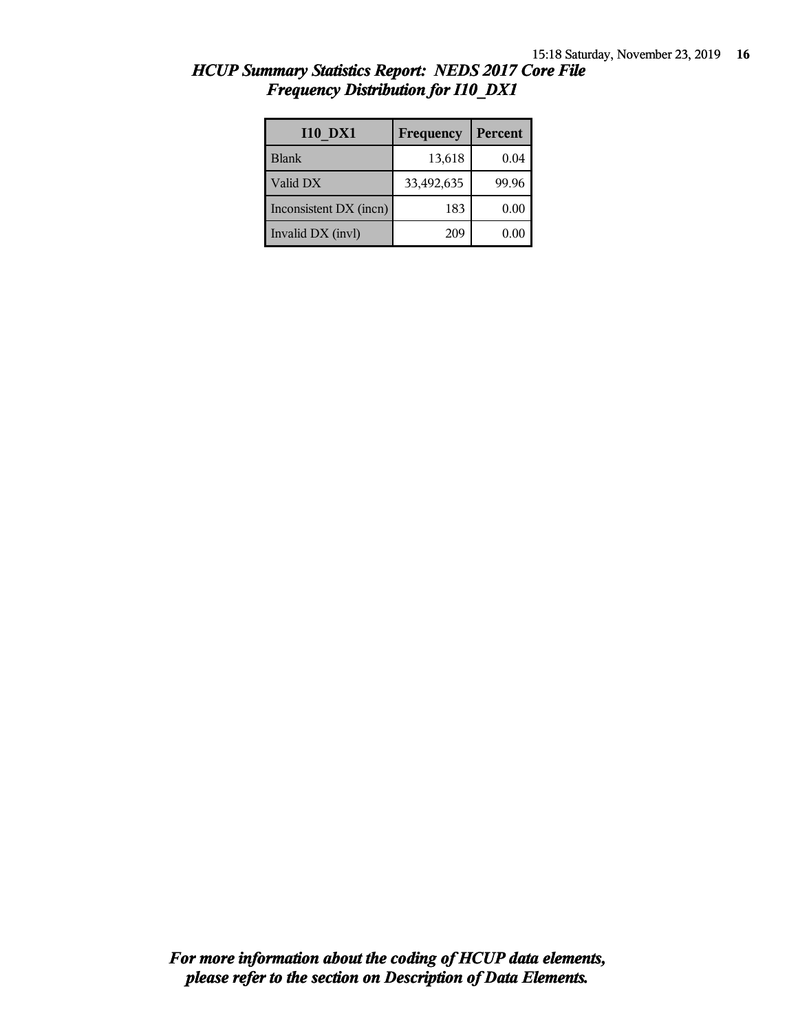# *HCUP Summary Statistics Report: NEDS 2017 Core File*
## *Frequency Distribution for I10_DX1*

| I10_DX1 | Frequency | Percent |
|---|---|---|
| Blank | 13,618 | 0.04 |
| Valid DX | 33,492,635 | 99.96 |
| Inconsistent DX (incn) | 183 | 0.00 |
| Invalid DX (invl) | 209 | 0.00 |

***For more information about the coding of HCUP data elements, please refer to the section on Description of Data Elements.***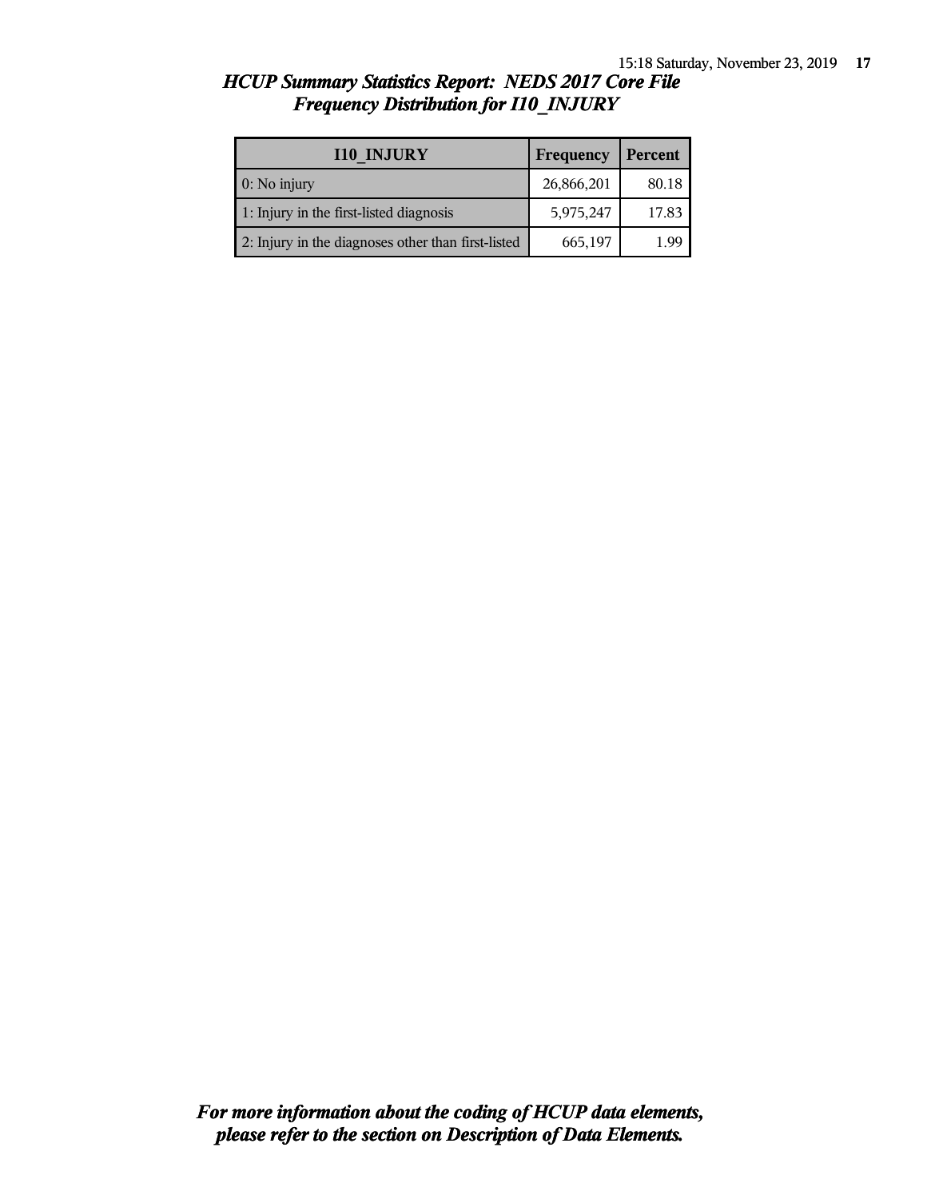## *HCUP Summary Statistics Report: NEDS 2017 Core File*
## *Frequency Distribution for I10_INJURY*

| I10_INJURY | Frequency | Percent |
| --- | --- | --- |
| 0: No injury | 26,866,201 | 80.18 |
| 1: Injury in the first-listed diagnosis | 5,975,247 | 17.83 |
| 2: Injury in the diagnoses other than first-listed | 665,197 | 1.99 |

***For more information about the coding of HCUP data elements, please refer to the section on Description of Data Elements.***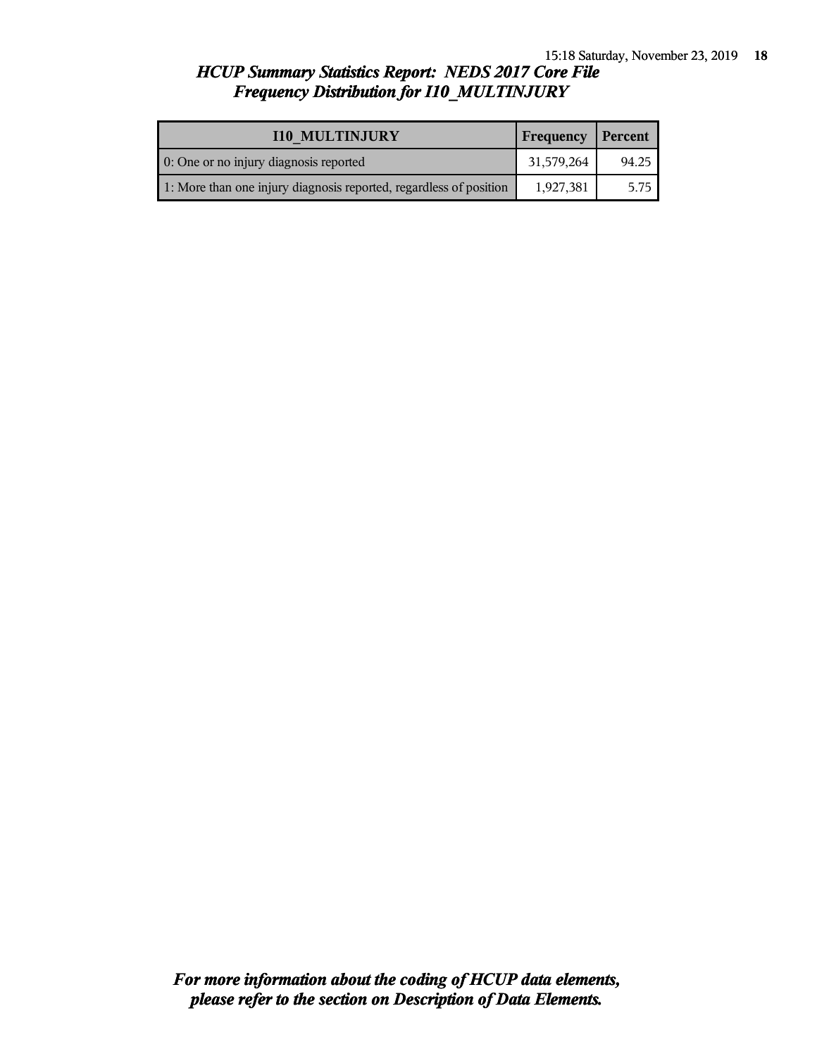# *HCUP Summary Statistics Report: NEDS 2017 Core File*
## *Frequency Distribution for I10_MULTINJURY*

| I10_MULTINJURY | Frequency | Percent |
|---|---|---|
| 0: One or no injury diagnosis reported | 31,579,264 | 94.25 |
| 1: More than one injury diagnosis reported, regardless of position | 1,927,381 | 5.75 |

***For more information about the coding of HCUP data elements, please refer to the section on Description of Data Elements.***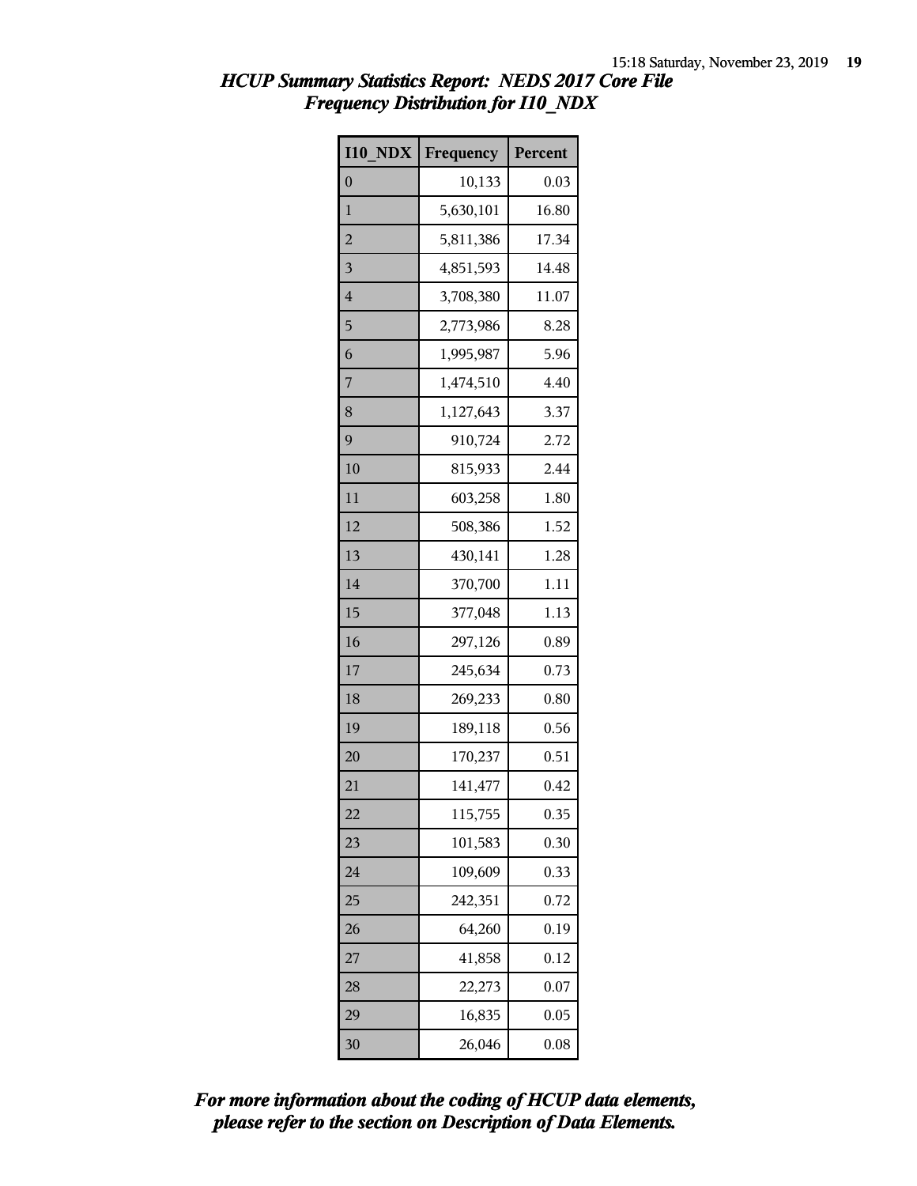# *HCUP Summary Statistics Report: NEDS 2017 Core File*
## *Frequency Distribution for I10_NDX*

| I10_NDX | Frequency | Percent |
|---|---|---|
| 0 | 10,133 | 0.03 |
| 1 | 5,630,101 | 16.80 |
| 2 | 5,811,386 | 17.34 |
| 3 | 4,851,593 | 14.48 |
| 4 | 3,708,380 | 11.07 |
| 5 | 2,773,986 | 8.28 |
| 6 | 1,995,987 | 5.96 |
| 7 | 1,474,510 | 4.40 |
| 8 | 1,127,643 | 3.37 |
| 9 | 910,724 | 2.72 |
| 10 | 815,933 | 2.44 |
| 11 | 603,258 | 1.80 |
| 12 | 508,386 | 1.52 |
| 13 | 430,141 | 1.28 |
| 14 | 370,700 | 1.11 |
| 15 | 377,048 | 1.13 |
| 16 | 297,126 | 0.89 |
| 17 | 245,634 | 0.73 |
| 18 | 269,233 | 0.80 |
| 19 | 189,118 | 0.56 |
| 20 | 170,237 | 0.51 |
| 21 | 141,477 | 0.42 |
| 22 | 115,755 | 0.35 |
| 23 | 101,583 | 0.30 |
| 24 | 109,609 | 0.33 |
| 25 | 242,351 | 0.72 |
| 26 | 64,260 | 0.19 |
| 27 | 41,858 | 0.12 |
| 28 | 22,273 | 0.07 |
| 29 | 16,835 | 0.05 |
| 30 | 26,046 | 0.08 |

***For more information about the coding of HCUP data elements, please refer to the section on Description of Data Elements.***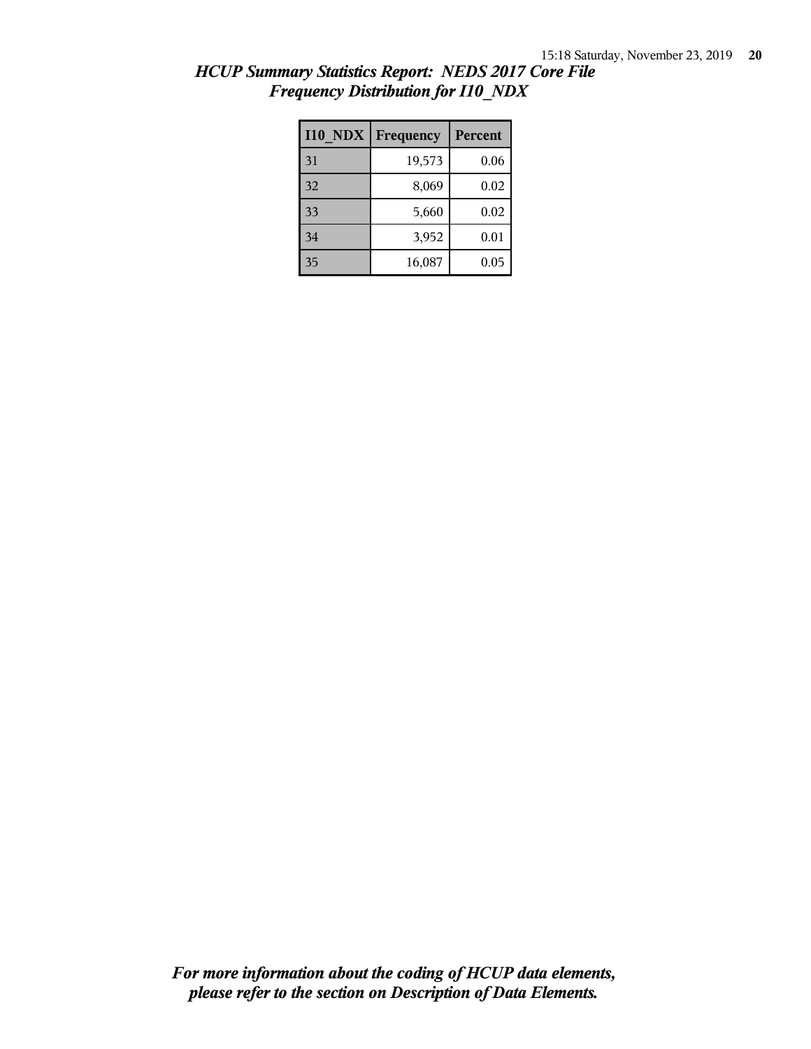*HCUP Summary Statistics Report: NEDS 2017 Core File*
*Frequency Distribution for I10_NDX*

| I10_NDX | Frequency | Percent |
| --- | --- | --- |
| 31 | 19,573 | 0.06 |
| 32 | 8,069 | 0.02 |
| 33 | 5,660 | 0.02 |
| 34 | 3,952 | 0.01 |
| 35 | 16,087 | 0.05 |

*For more information about the coding of HCUP data elements, please refer to the section on Description of Data Elements.*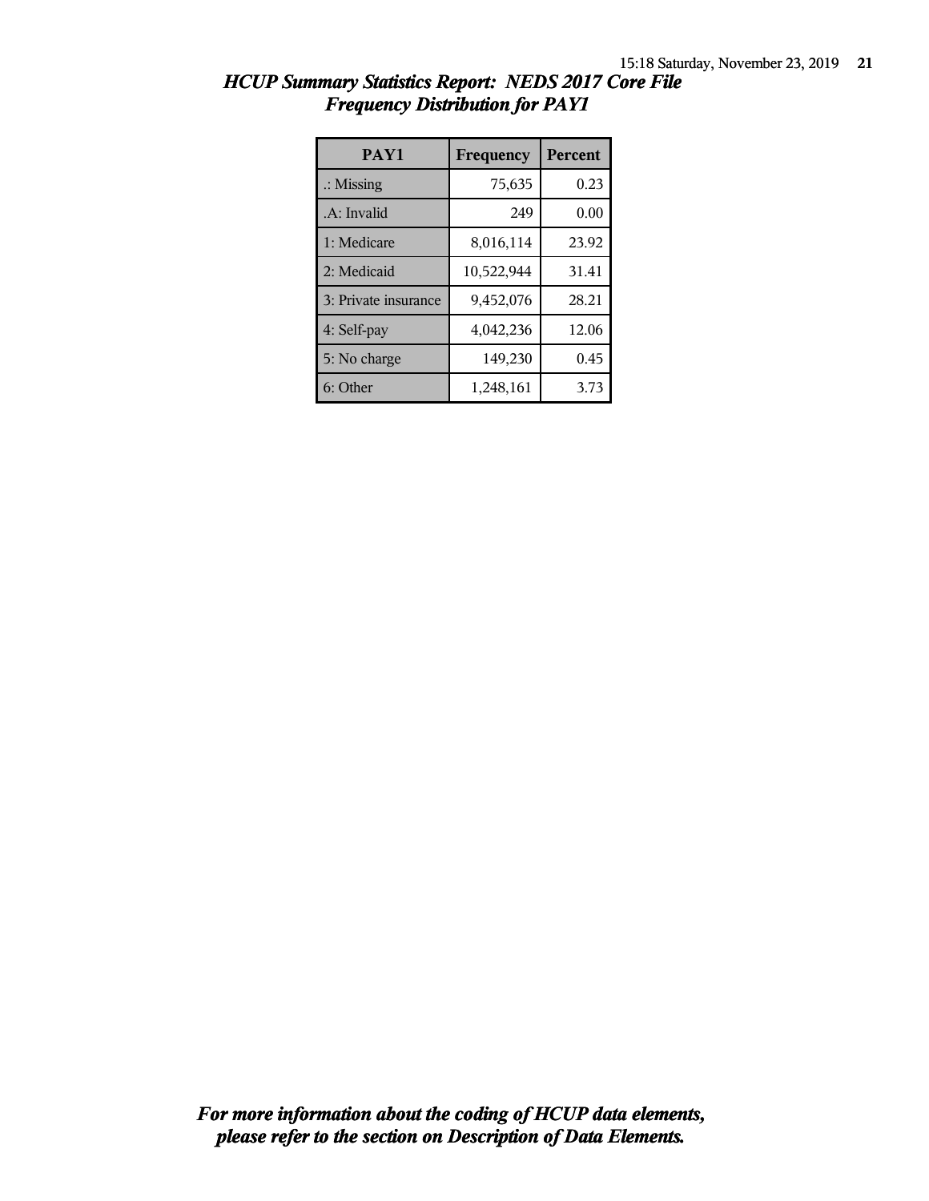## *HCUP Summary Statistics Report: NEDS 2017 Core File*
## *Frequency Distribution for PAY1*

| PAY1 | Frequency | Percent |
|---|---|---|
| .: Missing | 75,635 | 0.23 |
| .A: Invalid | 249 | 0.00 |
| 1: Medicare | 8,016,114 | 23.92 |
| 2: Medicaid | 10,522,944 | 31.41 |
| 3: Private insurance | 9,452,076 | 28.21 |
| 4: Self-pay | 4,042,236 | 12.06 |
| 5: No charge | 149,230 | 0.45 |
| 6: Other | 1,248,161 | 3.73 |

***For more information about the coding of HCUP data elements, please refer to the section on Description of Data Elements.***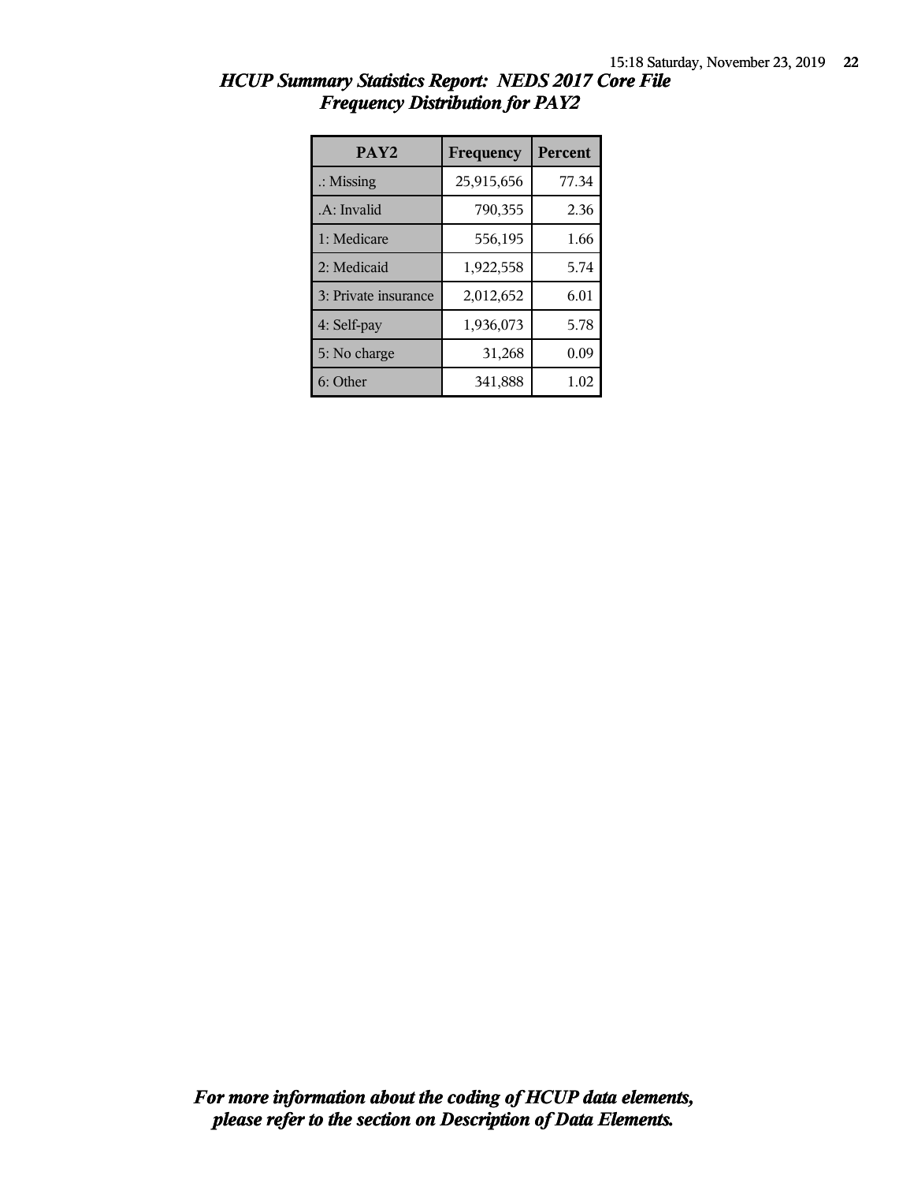## *HCUP Summary Statistics Report: NEDS 2017 Core File*
## *Frequency Distribution for PAY2*

| PAY2 | Frequency | Percent |
|---|---|---|
| .: Missing | 25,915,656 | 77.34 |
| .A: Invalid | 790,355 | 2.36 |
| 1: Medicare | 556,195 | 1.66 |
| 2: Medicaid | 1,922,558 | 5.74 |
| 3: Private insurance | 2,012,652 | 6.01 |
| 4: Self-pay | 1,936,073 | 5.78 |
| 5: No charge | 31,268 | 0.09 |
| 6: Other | 341,888 | 1.02 |

***For more information about the coding of HCUP data elements, please refer to the section on Description of Data Elements.***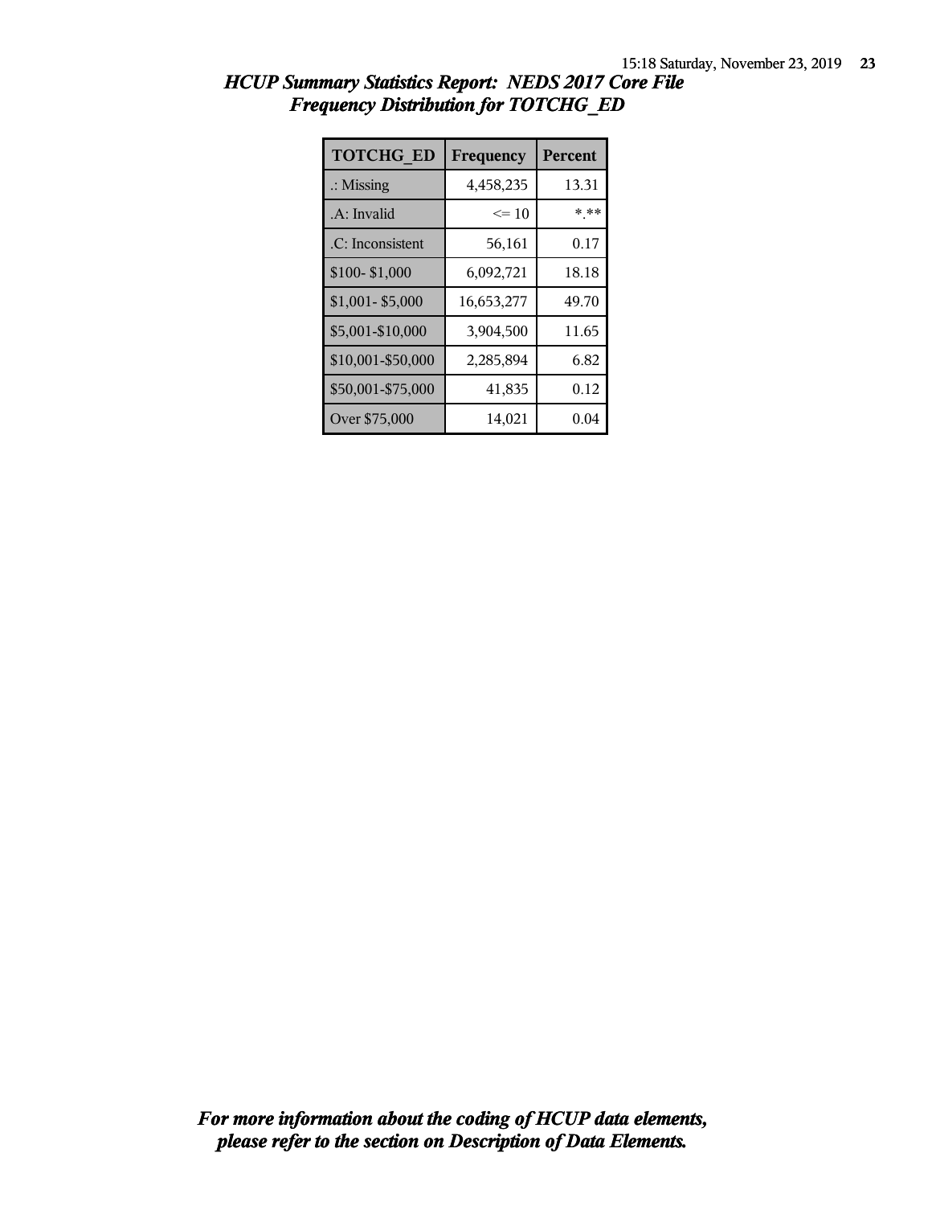## *HCUP Summary Statistics Report: NEDS 2017 Core File*
## *Frequency Distribution for TOTCHG_ED*

| TOTCHG_ED | Frequency | Percent |
|---|---|---|
| .: Missing | 4,458,235 | 13.31 |
| .A: Invalid | <= 10 | *.** |
| .C: Inconsistent | 56,161 | 0.17 |
| $100- $1,000 | 6,092,721 | 18.18 |
| $1,001- $5,000 | 16,653,277 | 49.70 |
| $5,001-$10,000 | 3,904,500 | 11.65 |
| $10,001-$50,000 | 2,285,894 | 6.82 |
| $50,001-$75,000 | 41,835 | 0.12 |
| Over $75,000 | 14,021 | 0.04 |

***For more information about the coding of HCUP data elements, please refer to the section on Description of Data Elements.***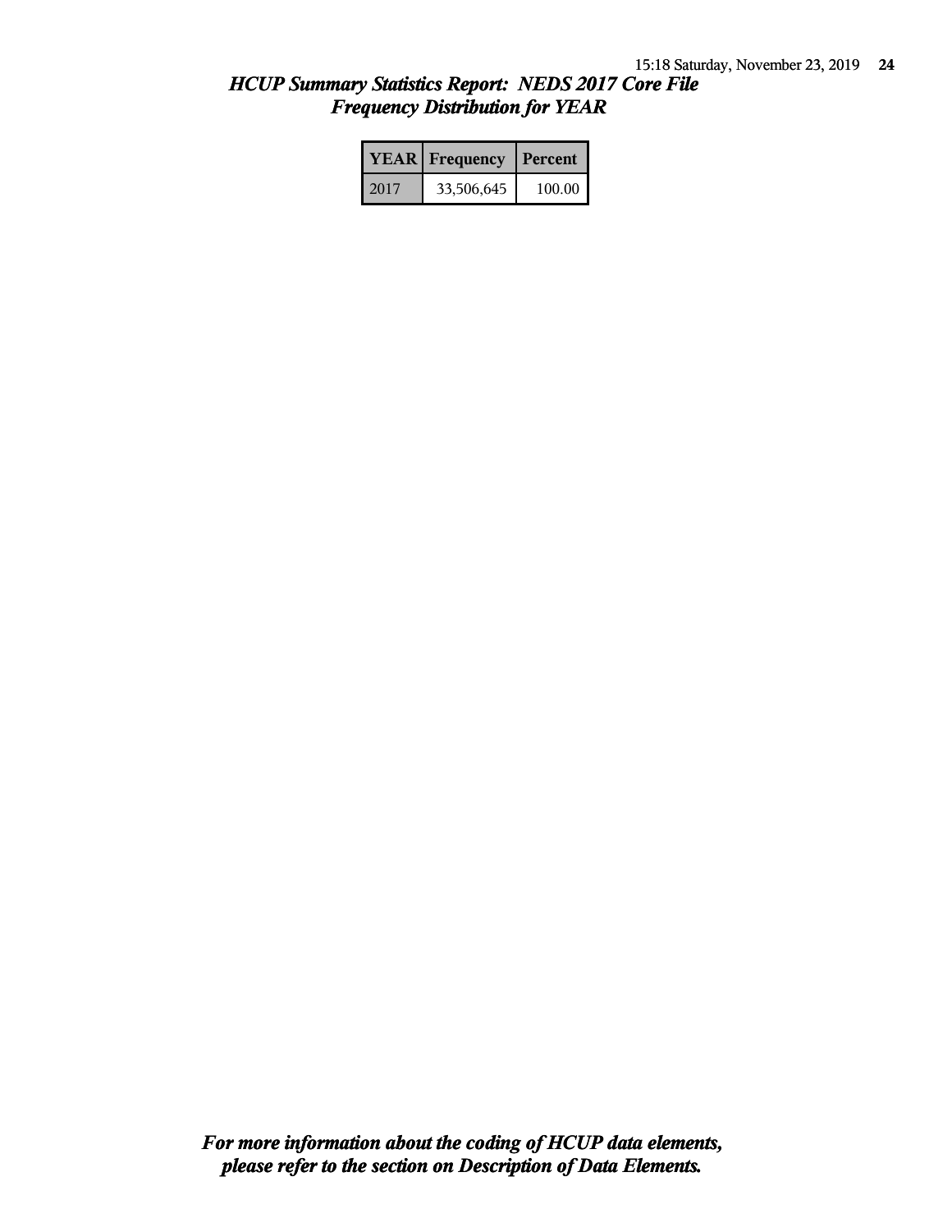## *HCUP Summary Statistics Report: NEDS 2017 Core File*
## *Frequency Distribution for YEAR*

| YEAR | Frequency | Percent |
|---|---|---|
| 2017 | 33,506,645 | 100.00 |

***For more information about the coding of HCUP data elements, please refer to the section on Description of Data Elements.***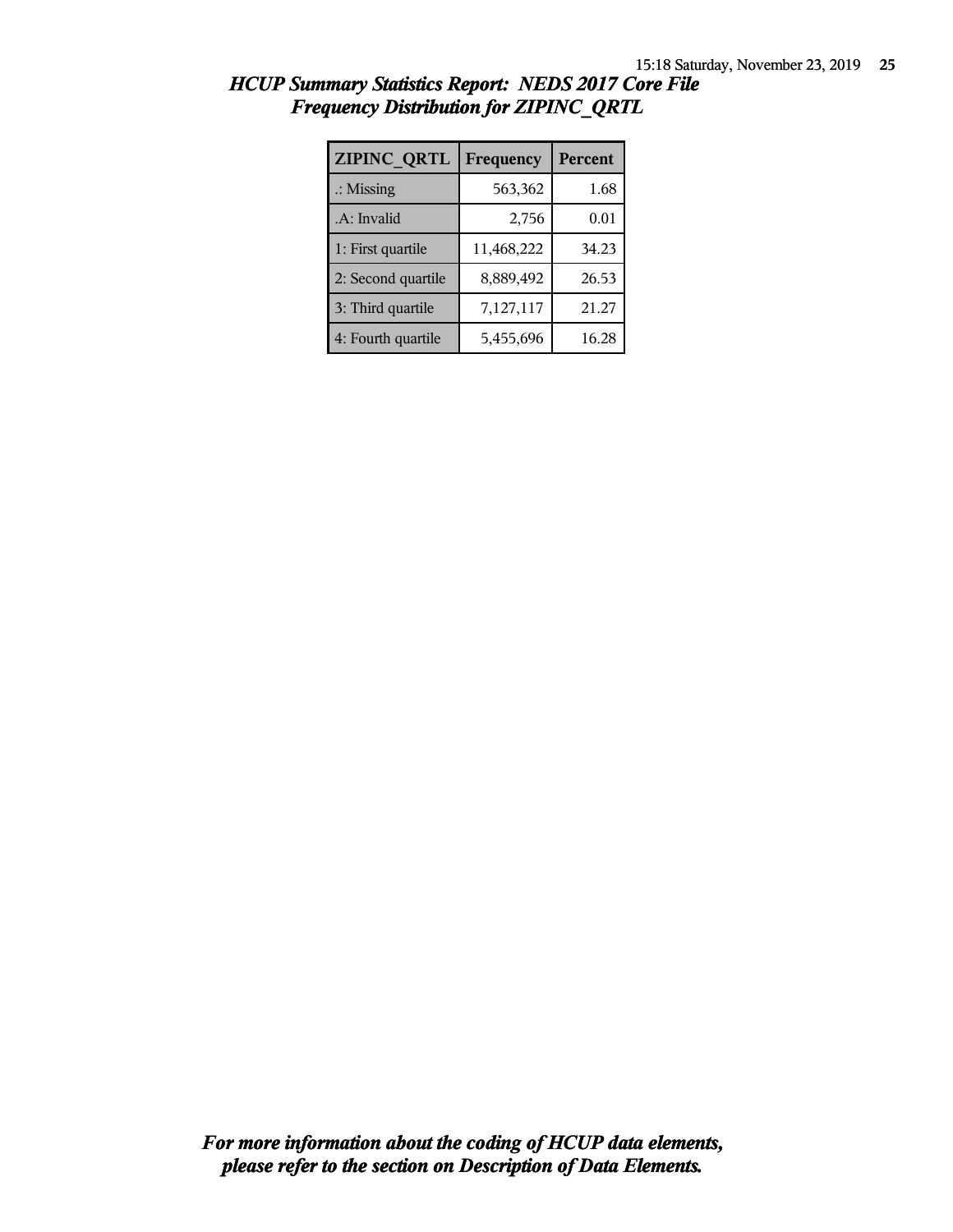# *HCUP Summary Statistics Report: NEDS 2017 Core File*
## *Frequency Distribution for ZIPINC_QRTL*

| ZIPINC_QRTL | Frequency | Percent |
|---|---|---|
| .: Missing | 563,362 | 1.68 |
| .A: Invalid | 2,756 | 0.01 |
| 1: First quartile | 11,468,222 | 34.23 |
| 2: Second quartile | 8,889,492 | 26.53 |
| 3: Third quartile | 7,127,117 | 21.27 |
| 4: Fourth quartile | 5,455,696 | 16.28 |

***For more information about the coding of HCUP data elements, please refer to the section on Description of Data Elements.***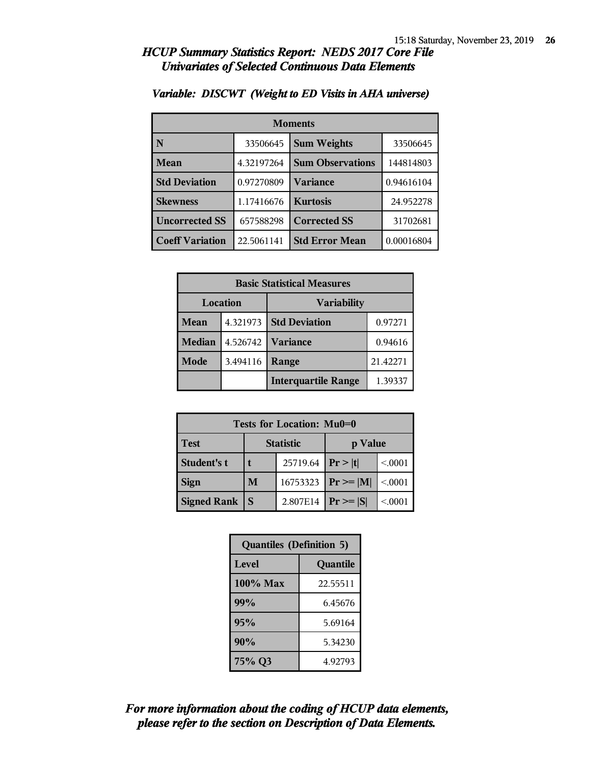## HCUP Summary Statistics Report: NEDS 2017 Core File
### Univariates of Selected Continuous Data Elements

*Variable: DISCWT (Weight to ED Visits in AHA universe)*

| Moments | | | |
|---|---|---|---|
| **N** | 33506645 | **Sum Weights** | 33506645 |
| **Mean** | 4.32197264 | **Sum Observations** | 144814803 |
| **Std Deviation** | 0.97270809 | **Variance** | 0.94616104 |
| **Skewness** | 1.17416676 | **Kurtosis** | 24.952278 |
| **Uncorrected SS** | 657588298 | **Corrected SS** | 31702681 |
| **Coeff Variation** | 22.5061141 | **Std Error Mean** | 0.00016804 |

| Basic Statistical Measures | | | |
|---|---|---|---|
| Location | | Variability | |
| **Mean** | 4.321973 | **Std Deviation** | 0.97271 |
| **Median** | 4.526742 | **Variance** | 0.94616 |
| **Mode** | 3.494116 | **Range** | 21.42271 |
| | | **Interquartile Range** | 1.39337 |

| Tests for Location: Mu0=0 | | | | |
|---|---|---|---|---|
| **Test** | Statistic | | p Value | |
| **Student's t** | t | 25719.64 | Pr > \|t\| | <.0001 |
| **Sign** | M | 16753323 | Pr >= \|M\| | <.0001 |
| **Signed Rank** | S | 2.807E14 | Pr >= \|S\| | <.0001 |

| Quantiles (Definition 5) | |
|---|---|
| **Level** | **Quantile** |
| **100% Max** | 22.55511 |
| **99%** | 6.45676 |
| **95%** | 5.69164 |
| **90%** | 5.34230 |
| **75% Q3** | 4.92793 |

***For more information about the coding of HCUP data elements, please refer to the section on Description of Data Elements.***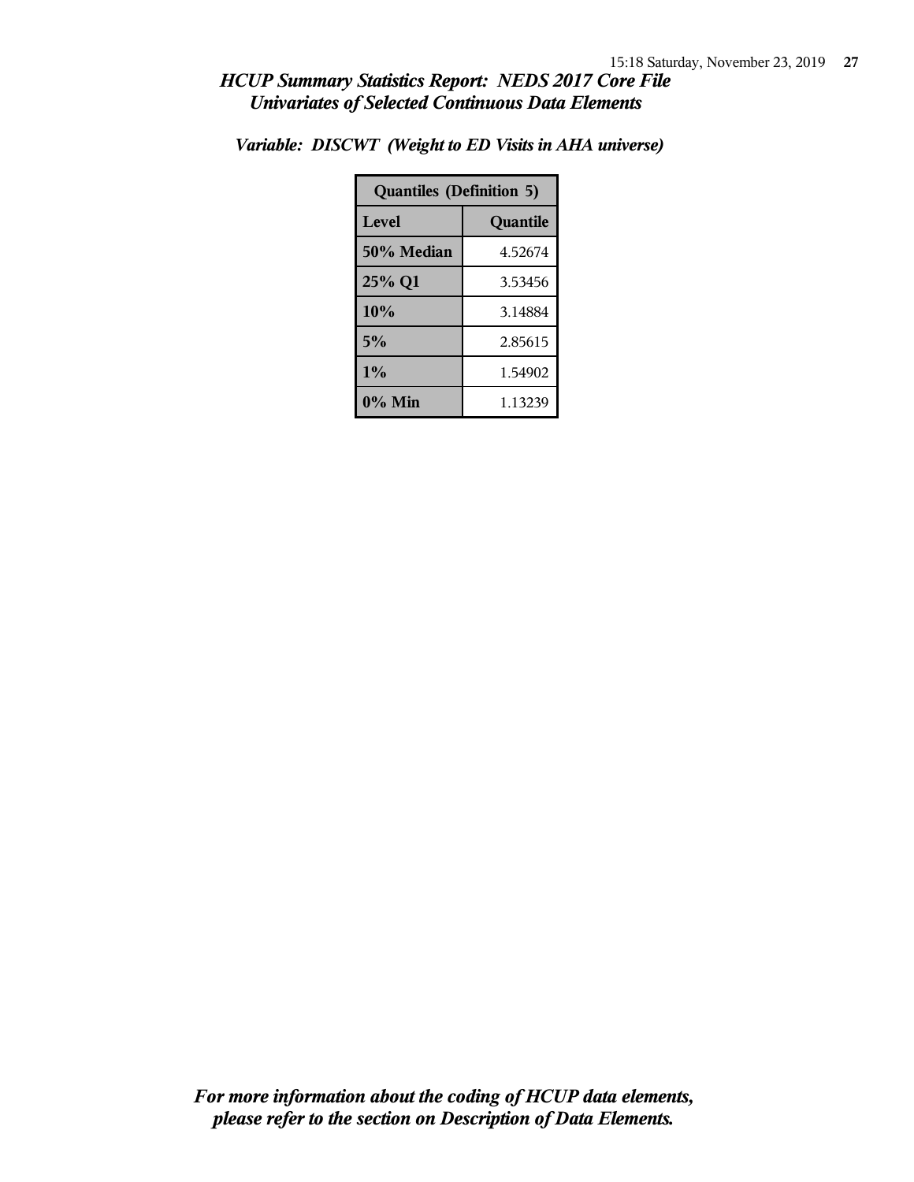*HCUP Summary Statistics Report: NEDS 2017 Core File*
*Univariates of Selected Continuous Data Elements*

***Variable: DISCWT (Weight to ED Visits in AHA universe)***

| Quantiles (Definition 5) | |
|---|---|
| **Level** | **Quantile** |
| **50% Median** | 4.52674 |
| **25% Q1** | 3.53456 |
| **10%** | 3.14884 |
| **5%** | 2.85615 |
| **1%** | 1.54902 |
| **0% Min** | 1.13239 |

***For more information about the coding of HCUP data elements, please refer to the section on Description of Data Elements.***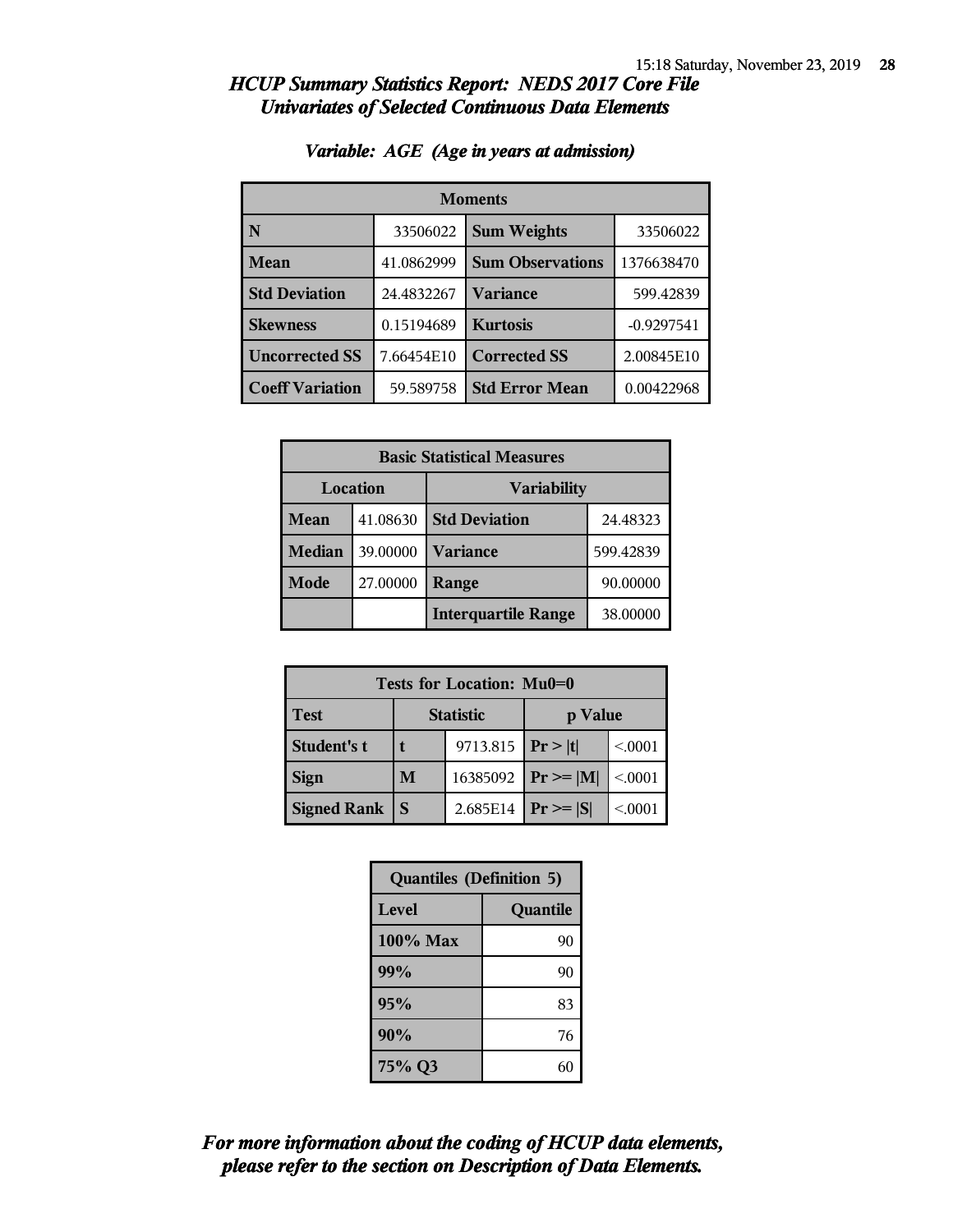# HCUP Summary Statistics Report: NEDS 2017 Core File

## Univariates of Selected Continuous Data Elements

### Variable: AGE (Age in years at admission)

| Moments | | | |
|---|---|---|---|
| N | 33506022 | Sum Weights | 33506022 |
| Mean | 41.0862999 | Sum Observations | 1376638470 |
| Std Deviation | 24.4832267 | Variance | 599.42839 |
| Skewness | 0.15194689 | Kurtosis | -0.9297541 |
| Uncorrected SS | 7.66454E10 | Corrected SS | 2.00845E10 |
| Coeff Variation | 59.589758 | Std Error Mean | 0.00422968 |

| Basic Statistical Measures | | | |
|---|---|---|---|
| Location | | Variability | |
| Mean | 41.08630 | Std Deviation | 24.48323 |
| Median | 39.00000 | Variance | 599.42839 |
| Mode | 27.00000 | Range | 90.00000 |
| | | Interquartile Range | 38.00000 |

| Tests for Location: Mu0=0 | | | | |
|---|---|---|---|---|
| Test | Statistic | | p Value | |
| Student's t | t | 9713.815 | Pr > \|t\| | <.0001 |
| Sign | M | 16385092 | Pr >= \|M\| | <.0001 |
| Signed Rank | S | 2.685E14 | Pr >= \|S\| | <.0001 |

| Quantiles (Definition 5) | |
|---|---|
| Level | Quantile |
| 100% Max | 90 |
| 99% | 90 |
| 95% | 83 |
| 90% | 76 |
| 75% Q3 | 60 |

***For more information about the coding of HCUP data elements, please refer to the section on Description of Data Elements.***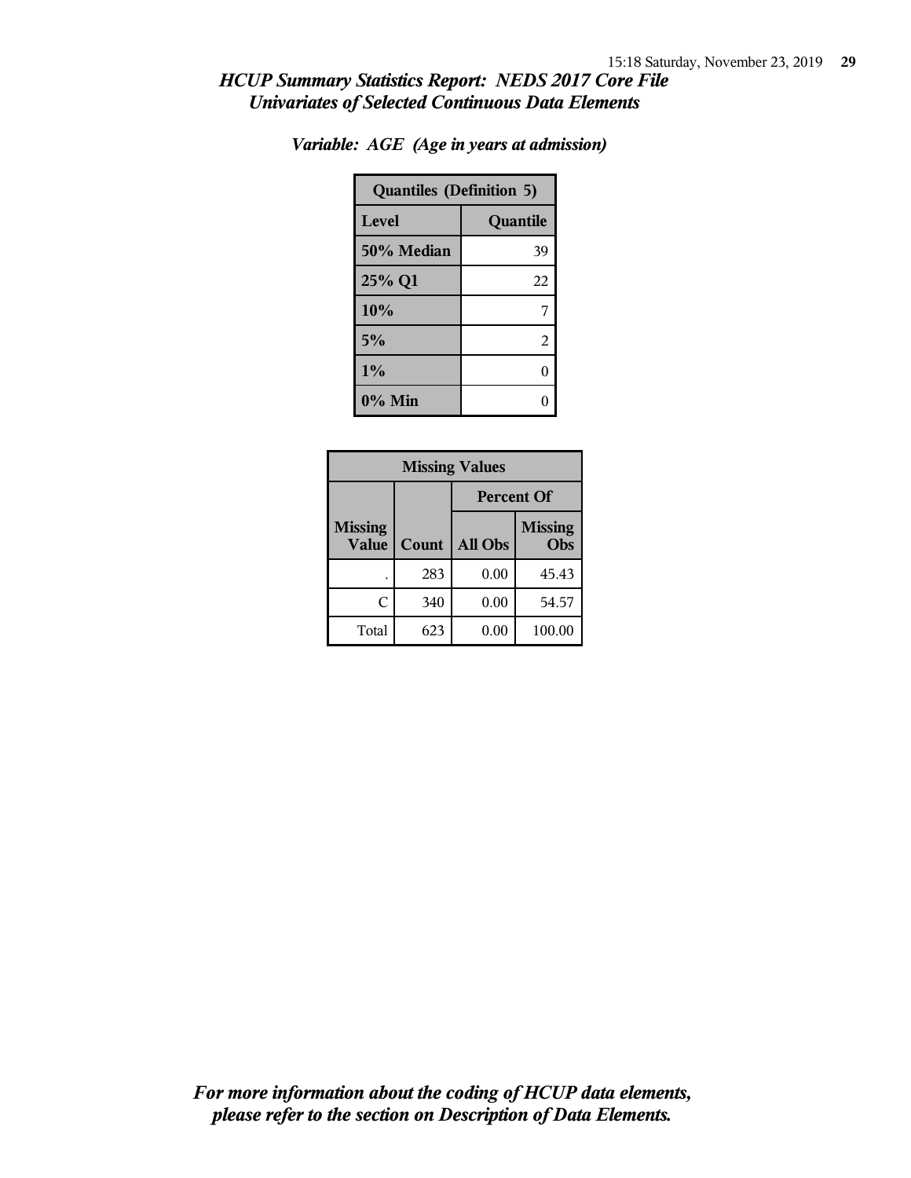## *HCUP Summary Statistics Report: NEDS 2017 Core File*
## *Univariates of Selected Continuous Data Elements*

### *Variable: AGE (Age in years at admission)*

| Quantiles (Definition 5) | |
|---|---|
| **Level** | **Quantile** |
| **50% Median** | 39 |
| **25% Q1** | 22 |
| **10%** | 7 |
| **5%** | 2 |
| **1%** | 0 |
| **0% Min** | 0 |

| Missing Values | | | |
|---|---|---|---|
| | | Percent Of | |
| **Missing Value** | **Count** | **All Obs** | **Missing Obs** |
| . | 283 | 0.00 | 45.43 |
| C | 340 | 0.00 | 54.57 |
| Total | 623 | 0.00 | 100.00 |

*For more information about the coding of HCUP data elements, please refer to the section on Description of Data Elements.*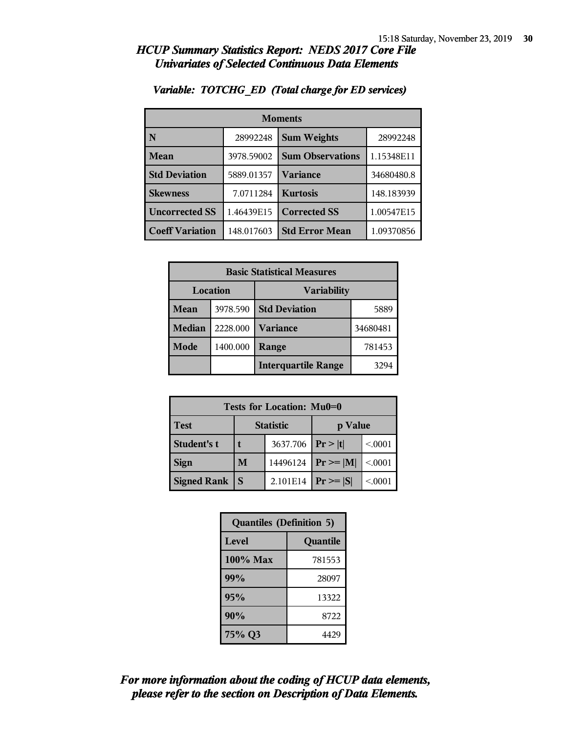## HCUP Summary Statistics Report: NEDS 2017 Core File
## Univariates of Selected Continuous Data Elements

### Variable: TOTCHG_ED (Total charge for ED services)

| Moments | | | |
|---|---|---|---|
| N | 28992248 | Sum Weights | 28992248 |
| Mean | 3978.59002 | Sum Observations | 1.15348E11 |
| Std Deviation | 5889.01357 | Variance | 34680480.8 |
| Skewness | 7.0711284 | Kurtosis | 148.183939 |
| Uncorrected SS | 1.46439E15 | Corrected SS | 1.00547E15 |
| Coeff Variation | 148.017603 | Std Error Mean | 1.09370856 |

| Basic Statistical Measures | | | |
|---|---|---|---|
| Location | | Variability | |
| Mean | 3978.590 | Std Deviation | 5889 |
| Median | 2228.000 | Variance | 34680481 |
| Mode | 1400.000 | Range | 781453 |
| | | Interquartile Range | 3294 |

| Tests for Location: Mu0=0 | | | | |
|---|---|---|---|---|
| Test | Statistic | | p Value | |
| Student's t | t | 3637.706 | Pr > \|t\| | <.0001 |
| Sign | M | 14496124 | Pr >= \|M\| | <.0001 |
| Signed Rank | S | 2.101E14 | Pr >= \|S\| | <.0001 |

| Quantiles (Definition 5) | |
|---|---|
| Level | Quantile |
| 100% Max | 781553 |
| 99% | 28097 |
| 95% | 13322 |
| 90% | 8722 |
| 75% Q3 | 4429 |

***For more information about the coding of HCUP data elements, please refer to the section on Description of Data Elements.***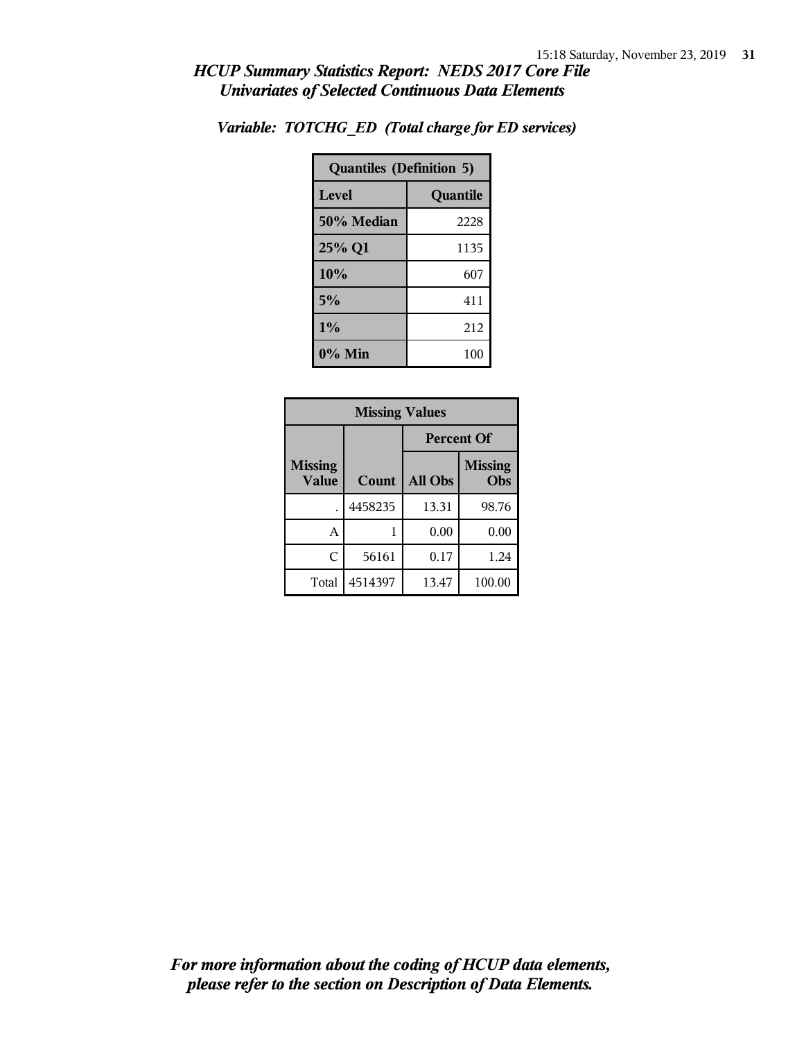# *HCUP Summary Statistics Report: NEDS 2017 Core File*
## *Univariates of Selected Continuous Data Elements*

### *Variable: TOTCHG_ED (Total charge for ED services)*

| Quantiles (Definition 5) | |
|---|---|
| **Level** | **Quantile** |
| **50% Median** | 2228 |
| **25% Q1** | 1135 |
| **10%** | 607 |
| **5%** | 411 |
| **1%** | 212 |
| **0% Min** | 100 |

| Missing Values | | | |
|---|---|---|---|
| | | Percent Of | |
| **Missing Value** | **Count** | **All Obs** | **Missing Obs** |
| . | 4458235 | 13.31 | 98.76 |
| A | 1 | 0.00 | 0.00 |
| C | 56161 | 0.17 | 1.24 |
| Total | 4514397 | 13.47 | 100.00 |

*For more information about the coding of HCUP data elements, please refer to the section on Description of Data Elements.*